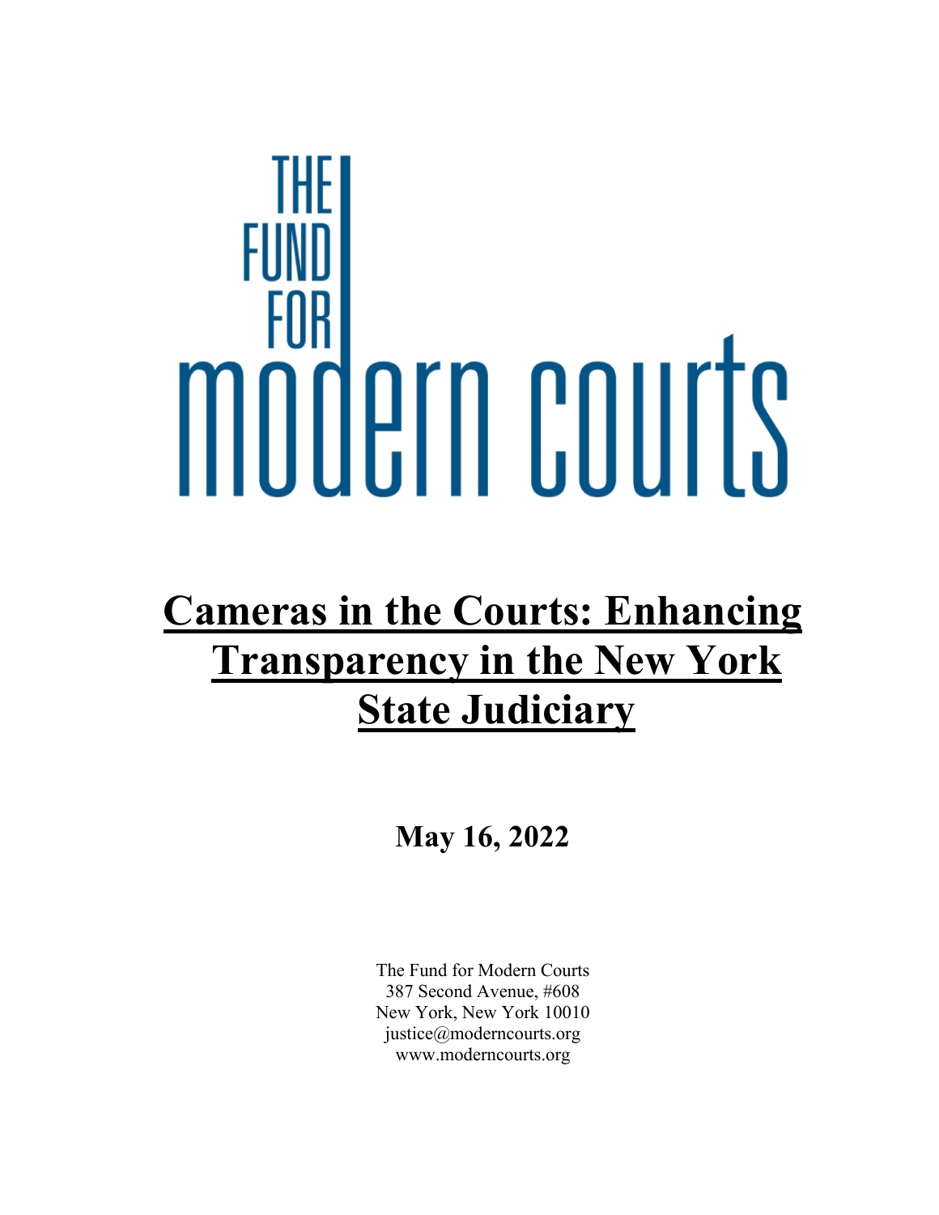THE FUND FOR modern courts

# Cameras in the Courts: Enhancing Transparency in the New York State Judiciary

**May 16, 2022**

The Fund for Modern Courts
387 Second Avenue, #608
New York, New York 10010
justice@moderncourts.org
www.moderncourts.org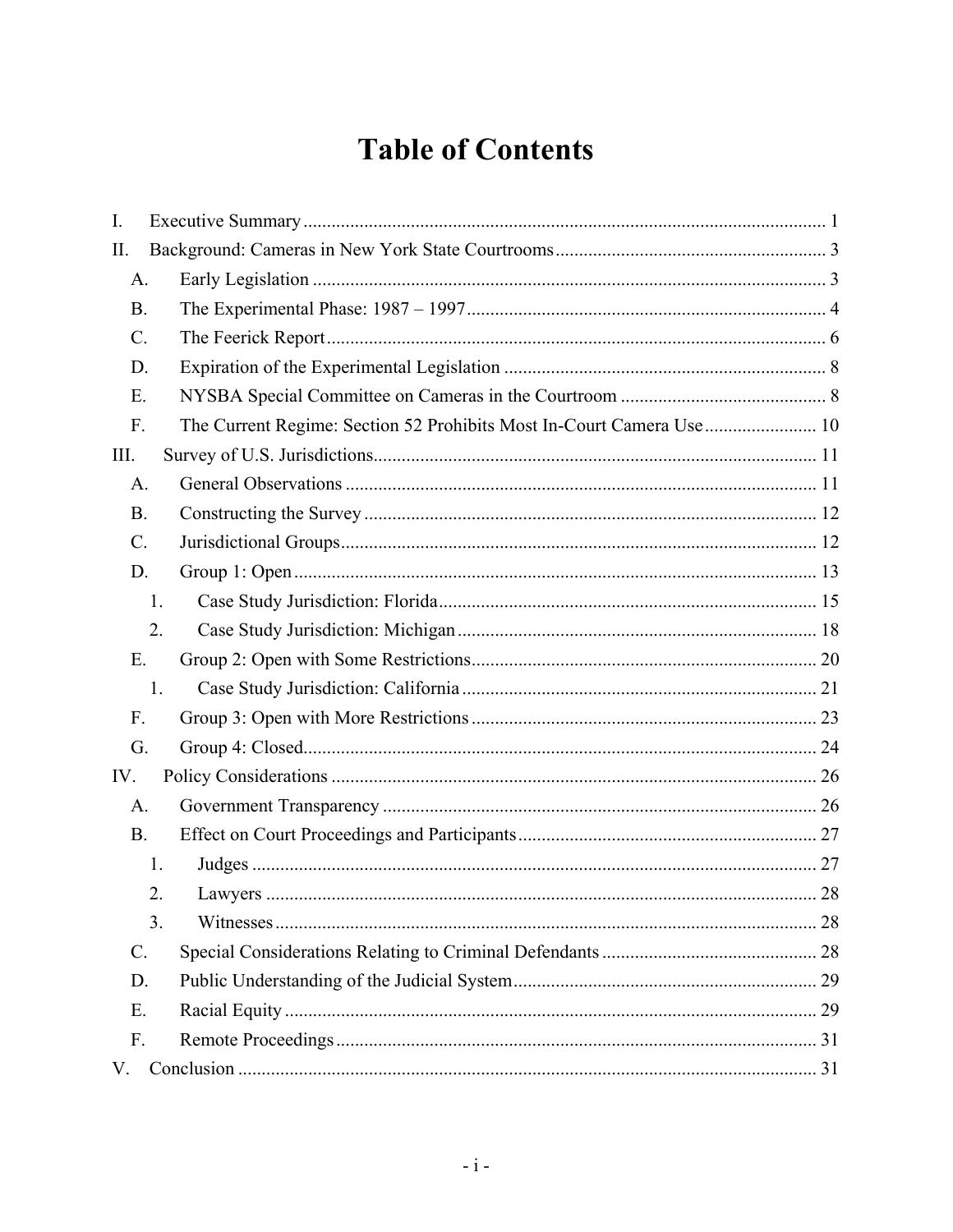# Table of Contents

I. Executive Summary ... 1

II. Background: Cameras in New York State Courtrooms ... 3

- A. Early Legislation ... 3
- B. The Experimental Phase: 1987 – 1997 ... 4
- C. The Feerick Report ... 6
- D. Expiration of the Experimental Legislation ... 8
- E. NYSBA Special Committee on Cameras in the Courtroom ... 8
- F. The Current Regime: Section 52 Prohibits Most In-Court Camera Use ... 10

III. Survey of U.S. Jurisdictions ... 11

- A. General Observations ... 11
- B. Constructing the Survey ... 12
- C. Jurisdictional Groups ... 12
- D. Group 1: Open ... 13
  1. Case Study Jurisdiction: Florida ... 15
  2. Case Study Jurisdiction: Michigan ... 18
- E. Group 2: Open with Some Restrictions ... 20
  1. Case Study Jurisdiction: California ... 21
- F. Group 3: Open with More Restrictions ... 23
- G. Group 4: Closed ... 24

IV. Policy Considerations ... 26

- A. Government Transparency ... 26
- B. Effect on Court Proceedings and Participants ... 27
  1. Judges ... 27
  2. Lawyers ... 28
  3. Witnesses ... 28
- C. Special Considerations Relating to Criminal Defendants ... 28
- D. Public Understanding of the Judicial System ... 29
- E. Racial Equity ... 29
- F. Remote Proceedings ... 31

V. Conclusion ... 31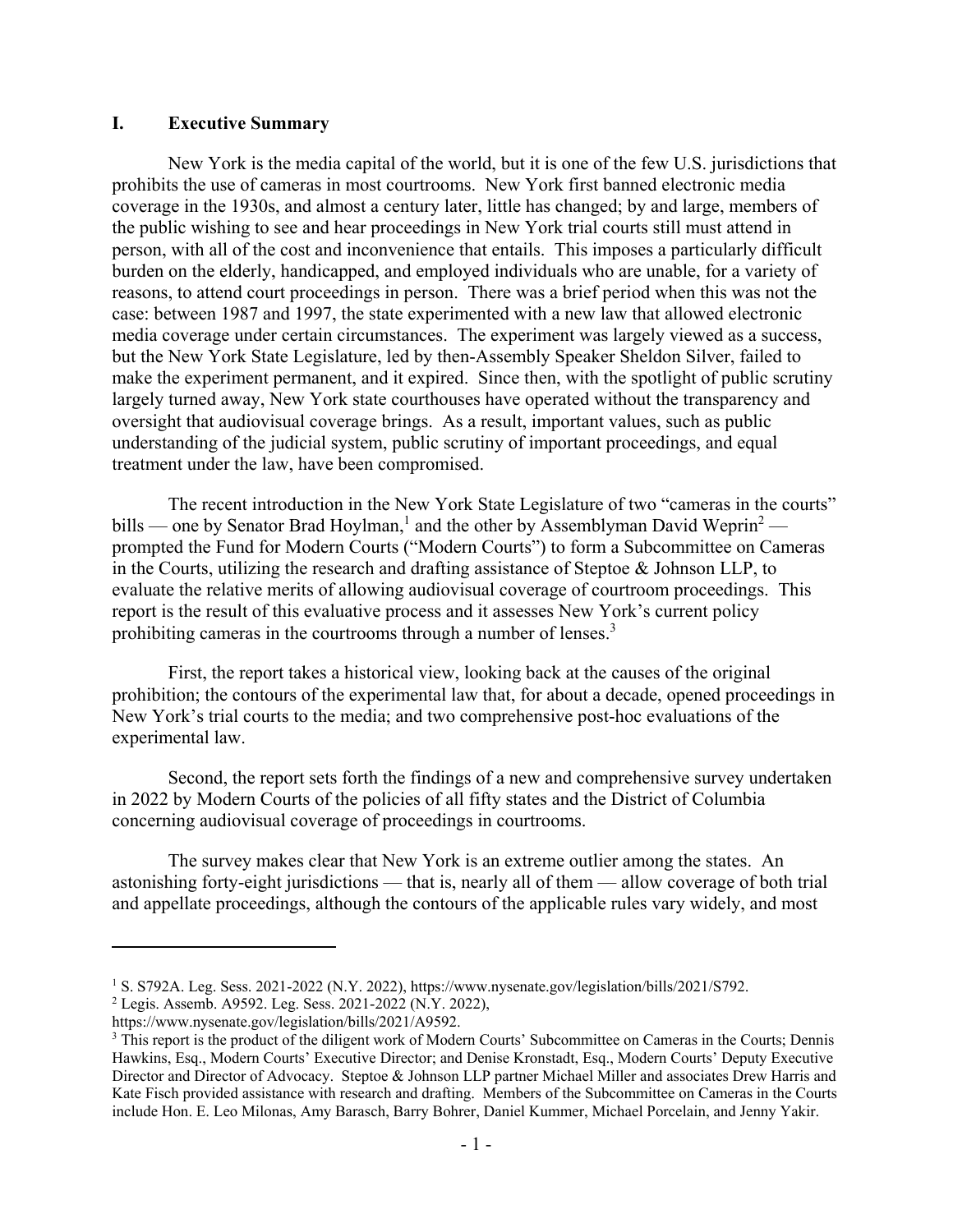## I. Executive Summary

New York is the media capital of the world, but it is one of the few U.S. jurisdictions that prohibits the use of cameras in most courtrooms. New York first banned electronic media coverage in the 1930s, and almost a century later, little has changed; by and large, members of the public wishing to see and hear proceedings in New York trial courts still must attend in person, with all of the cost and inconvenience that entails. This imposes a particularly difficult burden on the elderly, handicapped, and employed individuals who are unable, for a variety of reasons, to attend court proceedings in person. There was a brief period when this was not the case: between 1987 and 1997, the state experimented with a new law that allowed electronic media coverage under certain circumstances. The experiment was largely viewed as a success, but the New York State Legislature, led by then-Assembly Speaker Sheldon Silver, failed to make the experiment permanent, and it expired. Since then, with the spotlight of public scrutiny largely turned away, New York state courthouses have operated without the transparency and oversight that audiovisual coverage brings. As a result, important values, such as public understanding of the judicial system, public scrutiny of important proceedings, and equal treatment under the law, have been compromised.

The recent introduction in the New York State Legislature of two "cameras in the courts" bills — one by Senator Brad Hoylman,[1] and the other by Assemblyman David Weprin[2] — prompted the Fund for Modern Courts ("Modern Courts") to form a Subcommittee on Cameras in the Courts, utilizing the research and drafting assistance of Steptoe & Johnson LLP, to evaluate the relative merits of allowing audiovisual coverage of courtroom proceedings. This report is the result of this evaluative process and it assesses New York's current policy prohibiting cameras in the courtrooms through a number of lenses.[3]

First, the report takes a historical view, looking back at the causes of the original prohibition; the contours of the experimental law that, for about a decade, opened proceedings in New York's trial courts to the media; and two comprehensive post-hoc evaluations of the experimental law.

Second, the report sets forth the findings of a new and comprehensive survey undertaken in 2022 by Modern Courts of the policies of all fifty states and the District of Columbia concerning audiovisual coverage of proceedings in courtrooms.

The survey makes clear that New York is an extreme outlier among the states. An astonishing forty-eight jurisdictions — that is, nearly all of them — allow coverage of both trial and appellate proceedings, although the contours of the applicable rules vary widely, and most

---

[1] S. S792A. Leg. Sess. 2021-2022 (N.Y. 2022), https://www.nysenate.gov/legislation/bills/2021/S792.

[2] Legis. Assemb. A9592. Leg. Sess. 2021-2022 (N.Y. 2022), https://www.nysenate.gov/legislation/bills/2021/A9592.

[3] This report is the product of the diligent work of Modern Courts' Subcommittee on Cameras in the Courts; Dennis Hawkins, Esq., Modern Courts' Executive Director; and Denise Kronstadt, Esq., Modern Courts' Deputy Executive Director and Director of Advocacy. Steptoe & Johnson LLP partner Michael Miller and associates Drew Harris and Kate Fisch provided assistance with research and drafting. Members of the Subcommittee on Cameras in the Courts include Hon. E. Leo Milonas, Amy Barasch, Barry Bohrer, Daniel Kummer, Michael Porcelain, and Jenny Yakir.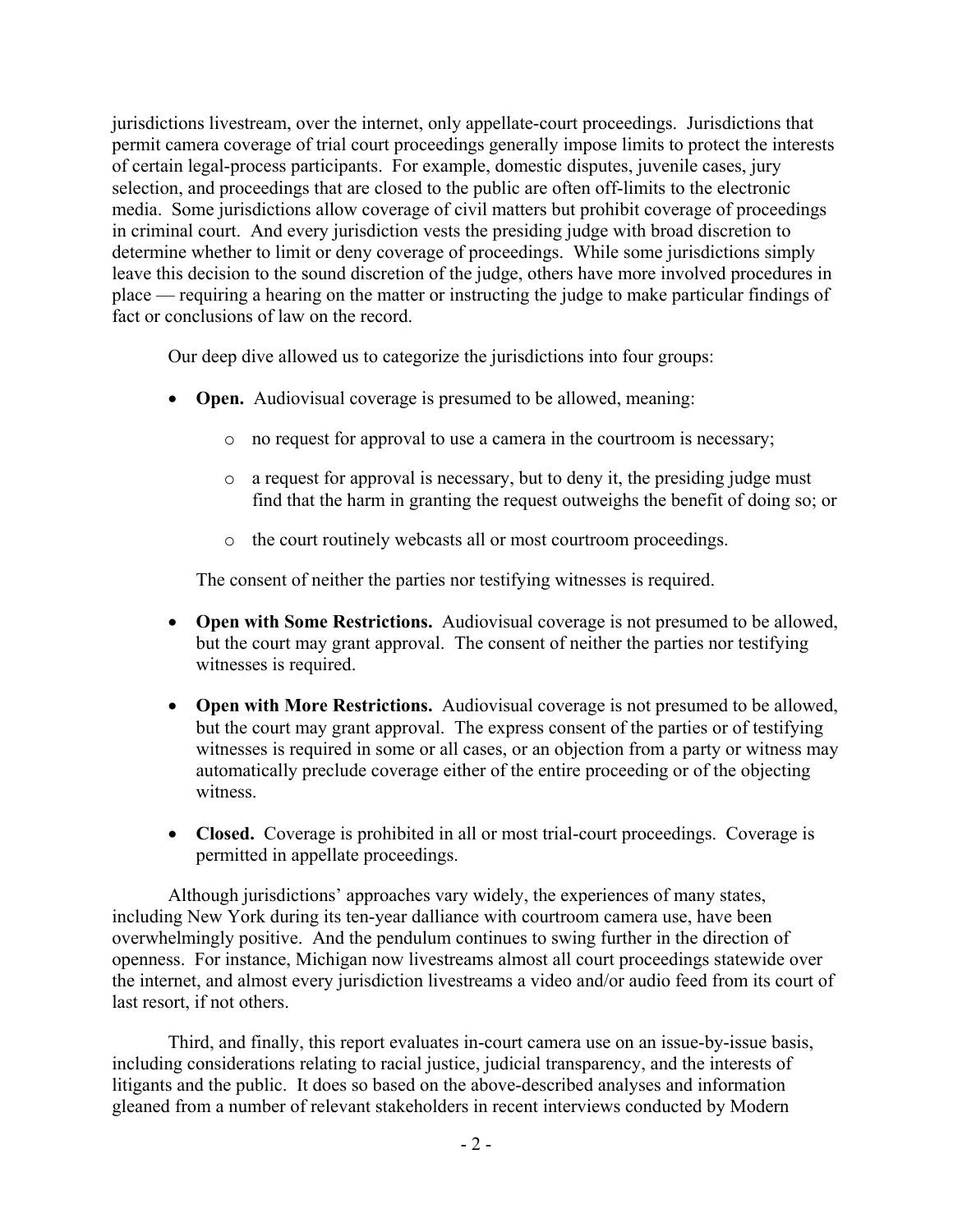jurisdictions livestream, over the internet, only appellate-court proceedings. Jurisdictions that permit camera coverage of trial court proceedings generally impose limits to protect the interests of certain legal-process participants. For example, domestic disputes, juvenile cases, jury selection, and proceedings that are closed to the public are often off-limits to the electronic media. Some jurisdictions allow coverage of civil matters but prohibit coverage of proceedings in criminal court. And every jurisdiction vests the presiding judge with broad discretion to determine whether to limit or deny coverage of proceedings. While some jurisdictions simply leave this decision to the sound discretion of the judge, others have more involved procedures in place — requiring a hearing on the matter or instructing the judge to make particular findings of fact or conclusions of law on the record.

Our deep dive allowed us to categorize the jurisdictions into four groups:

- **Open.** Audiovisual coverage is presumed to be allowed, meaning:
  - no request for approval to use a camera in the courtroom is necessary;
  - a request for approval is necessary, but to deny it, the presiding judge must find that the harm in granting the request outweighs the benefit of doing so; or
  - the court routinely webcasts all or most courtroom proceedings.

  The consent of neither the parties nor testifying witnesses is required.

- **Open with Some Restrictions.** Audiovisual coverage is not presumed to be allowed, but the court may grant approval. The consent of neither the parties nor testifying witnesses is required.

- **Open with More Restrictions.** Audiovisual coverage is not presumed to be allowed, but the court may grant approval. The express consent of the parties or of testifying witnesses is required in some or all cases, or an objection from a party or witness may automatically preclude coverage either of the entire proceeding or of the objecting witness.

- **Closed.** Coverage is prohibited in all or most trial-court proceedings. Coverage is permitted in appellate proceedings.

Although jurisdictions' approaches vary widely, the experiences of many states, including New York during its ten-year dalliance with courtroom camera use, have been overwhelmingly positive. And the pendulum continues to swing further in the direction of openness. For instance, Michigan now livestreams almost all court proceedings statewide over the internet, and almost every jurisdiction livestreams a video and/or audio feed from its court of last resort, if not others.

Third, and finally, this report evaluates in-court camera use on an issue-by-issue basis, including considerations relating to racial justice, judicial transparency, and the interests of litigants and the public. It does so based on the above-described analyses and information gleaned from a number of relevant stakeholders in recent interviews conducted by Modern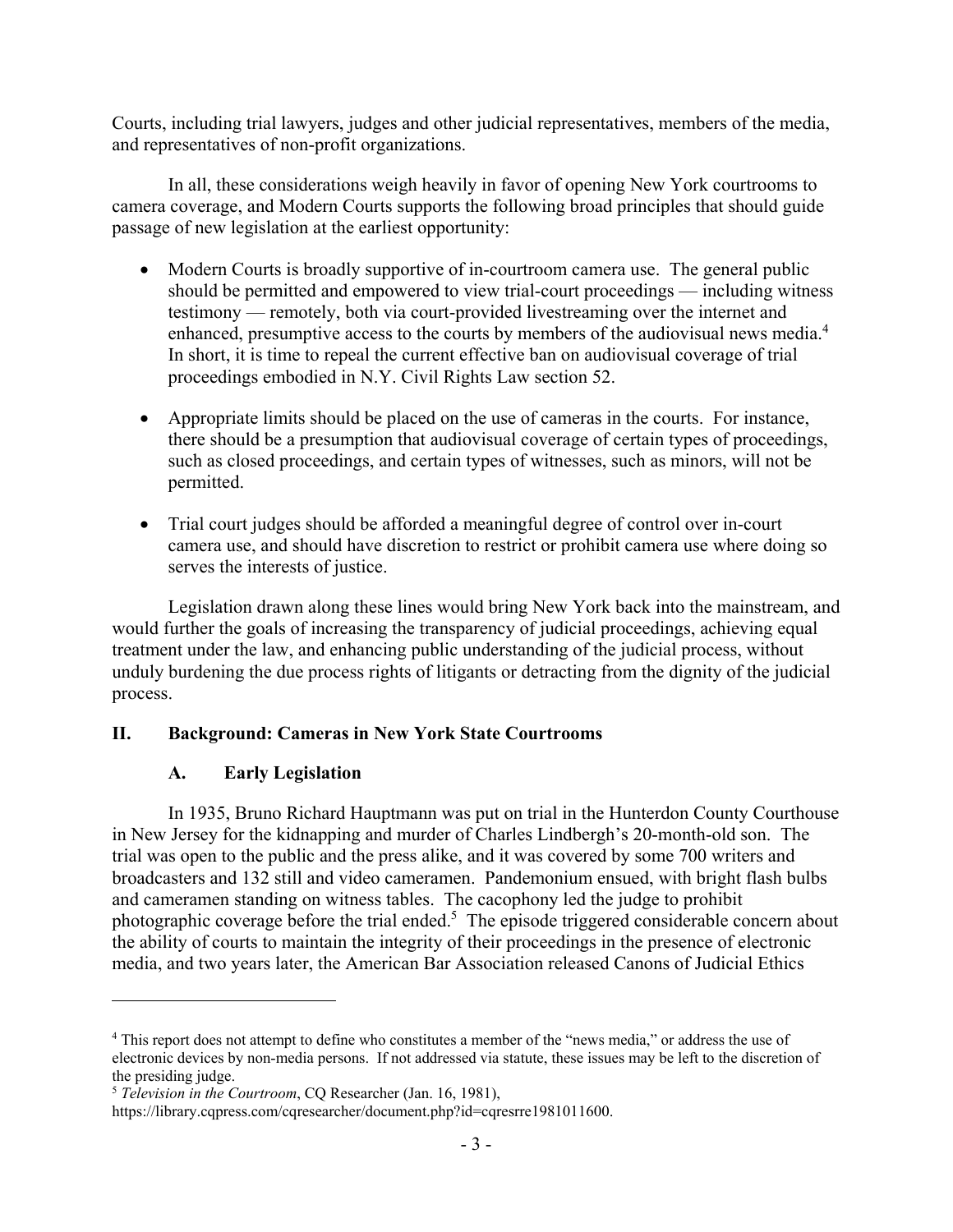Courts, including trial lawyers, judges and other judicial representatives, members of the media, and representatives of non-profit organizations.

In all, these considerations weigh heavily in favor of opening New York courtrooms to camera coverage, and Modern Courts supports the following broad principles that should guide passage of new legislation at the earliest opportunity:

- Modern Courts is broadly supportive of in-courtroom camera use. The general public should be permitted and empowered to view trial-court proceedings — including witness testimony — remotely, both via court-provided livestreaming over the internet and enhanced, presumptive access to the courts by members of the audiovisual news media.[4] In short, it is time to repeal the current effective ban on audiovisual coverage of trial proceedings embodied in N.Y. Civil Rights Law section 52.
- Appropriate limits should be placed on the use of cameras in the courts. For instance, there should be a presumption that audiovisual coverage of certain types of proceedings, such as closed proceedings, and certain types of witnesses, such as minors, will not be permitted.
- Trial court judges should be afforded a meaningful degree of control over in-court camera use, and should have discretion to restrict or prohibit camera use where doing so serves the interests of justice.

Legislation drawn along these lines would bring New York back into the mainstream, and would further the goals of increasing the transparency of judicial proceedings, achieving equal treatment under the law, and enhancing public understanding of the judicial process, without unduly burdening the due process rights of litigants or detracting from the dignity of the judicial process.

## II. Background: Cameras in New York State Courtrooms

### A. Early Legislation

In 1935, Bruno Richard Hauptmann was put on trial in the Hunterdon County Courthouse in New Jersey for the kidnapping and murder of Charles Lindbergh's 20-month-old son. The trial was open to the public and the press alike, and it was covered by some 700 writers and broadcasters and 132 still and video cameramen. Pandemonium ensued, with bright flash bulbs and cameramen standing on witness tables. The cacophony led the judge to prohibit photographic coverage before the trial ended.[5] The episode triggered considerable concern about the ability of courts to maintain the integrity of their proceedings in the presence of electronic media, and two years later, the American Bar Association released Canons of Judicial Ethics

---

[4] This report does not attempt to define who constitutes a member of the "news media," or address the use of electronic devices by non-media persons. If not addressed via statute, these issues may be left to the discretion of the presiding judge.

[5] *Television in the Courtroom*, CQ Researcher (Jan. 16, 1981), https://library.cqpress.com/cqresearcher/document.php?id=cqresrre1981011600.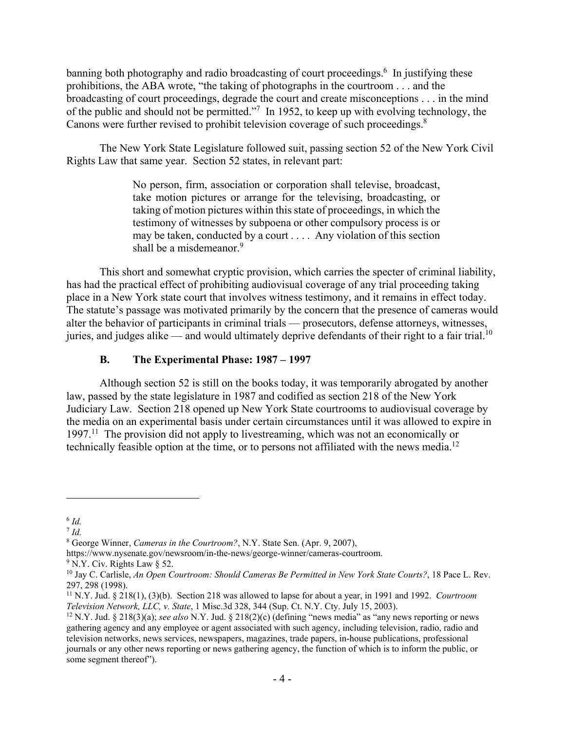banning both photography and radio broadcasting of court proceedings.[6] In justifying these prohibitions, the ABA wrote, "the taking of photographs in the courtroom . . . and the broadcasting of court proceedings, degrade the court and create misconceptions . . . in the mind of the public and should not be permitted."[7] In 1952, to keep up with evolving technology, the Canons were further revised to prohibit television coverage of such proceedings.[8]

The New York State Legislature followed suit, passing section 52 of the New York Civil Rights Law that same year. Section 52 states, in relevant part:

> No person, firm, association or corporation shall televise, broadcast, take motion pictures or arrange for the televising, broadcasting, or taking of motion pictures within this state of proceedings, in which the testimony of witnesses by subpoena or other compulsory process is or may be taken, conducted by a court . . . . Any violation of this section shall be a misdemeanor.[9]

This short and somewhat cryptic provision, which carries the specter of criminal liability, has had the practical effect of prohibiting audiovisual coverage of any trial proceeding taking place in a New York state court that involves witness testimony, and it remains in effect today. The statute's passage was motivated primarily by the concern that the presence of cameras would alter the behavior of participants in criminal trials — prosecutors, defense attorneys, witnesses, juries, and judges alike — and would ultimately deprive defendants of their right to a fair trial.[10]

### B. The Experimental Phase: 1987 – 1997

Although section 52 is still on the books today, it was temporarily abrogated by another law, passed by the state legislature in 1987 and codified as section 218 of the New York Judiciary Law. Section 218 opened up New York State courtrooms to audiovisual coverage by the media on an experimental basis under certain circumstances until it was allowed to expire in 1997.[11] The provision did not apply to livestreaming, which was not an economically or technically feasible option at the time, or to persons not affiliated with the news media.[12]

---

[6] *Id.*

[7] *Id.*

[8] George Winner, *Cameras in the Courtroom?*, N.Y. State Sen. (Apr. 9, 2007), https://www.nysenate.gov/newsroom/in-the-news/george-winner/cameras-courtroom.

[9] N.Y. Civ. Rights Law § 52.

[10] Jay C. Carlisle, *An Open Courtroom: Should Cameras Be Permitted in New York State Courts?*, 18 Pace L. Rev. 297, 298 (1998).

[11] N.Y. Jud. § 218(1), (3)(b). Section 218 was allowed to lapse for about a year, in 1991 and 1992. *Courtroom Television Network, LLC, v. State*, 1 Misc.3d 328, 344 (Sup. Ct. N.Y. Cty. July 15, 2003).

[12] N.Y. Jud. § 218(3)(a); *see also* N.Y. Jud. § 218(2)(c) (defining "news media" as "any news reporting or news gathering agency and any employee or agent associated with such agency, including television, radio, radio and television networks, news services, newspapers, magazines, trade papers, in-house publications, professional journals or any other news reporting or news gathering agency, the function of which is to inform the public, or some segment thereof").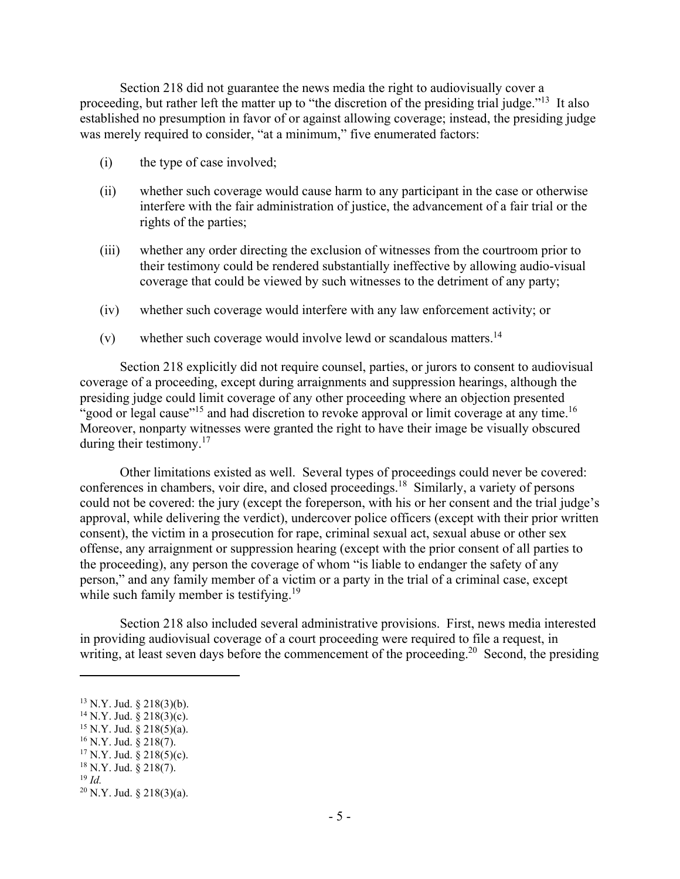Section 218 did not guarantee the news media the right to audiovisually cover a proceeding, but rather left the matter up to "the discretion of the presiding trial judge."[13] It also established no presumption in favor of or against allowing coverage; instead, the presiding judge was merely required to consider, "at a minimum," five enumerated factors:

(i) the type of case involved;

(ii) whether such coverage would cause harm to any participant in the case or otherwise interfere with the fair administration of justice, the advancement of a fair trial or the rights of the parties;

(iii) whether any order directing the exclusion of witnesses from the courtroom prior to their testimony could be rendered substantially ineffective by allowing audio-visual coverage that could be viewed by such witnesses to the detriment of any party;

(iv) whether such coverage would interfere with any law enforcement activity; or

(v) whether such coverage would involve lewd or scandalous matters.[14]

Section 218 explicitly did not require counsel, parties, or jurors to consent to audiovisual coverage of a proceeding, except during arraignments and suppression hearings, although the presiding judge could limit coverage of any other proceeding where an objection presented "good or legal cause"[15] and had discretion to revoke approval or limit coverage at any time.[16] Moreover, nonparty witnesses were granted the right to have their image be visually obscured during their testimony.[17]

Other limitations existed as well. Several types of proceedings could never be covered: conferences in chambers, voir dire, and closed proceedings.[18] Similarly, a variety of persons could not be covered: the jury (except the foreperson, with his or her consent and the trial judge's approval, while delivering the verdict), undercover police officers (except with their prior written consent), the victim in a prosecution for rape, criminal sexual act, sexual abuse or other sex offense, any arraignment or suppression hearing (except with the prior consent of all parties to the proceeding), any person the coverage of whom "is liable to endanger the safety of any person," and any family member of a victim or a party in the trial of a criminal case, except while such family member is testifying.[19]

Section 218 also included several administrative provisions. First, news media interested in providing audiovisual coverage of a court proceeding were required to file a request, in writing, at least seven days before the commencement of the proceeding.[20] Second, the presiding

---

[13] N.Y. Jud. § 218(3)(b).
[14] N.Y. Jud. § 218(3)(c).
[15] N.Y. Jud. § 218(5)(a).
[16] N.Y. Jud. § 218(7).
[17] N.Y. Jud. § 218(5)(c).
[18] N.Y. Jud. § 218(7).
[19] *Id.*
[20] N.Y. Jud. § 218(3)(a).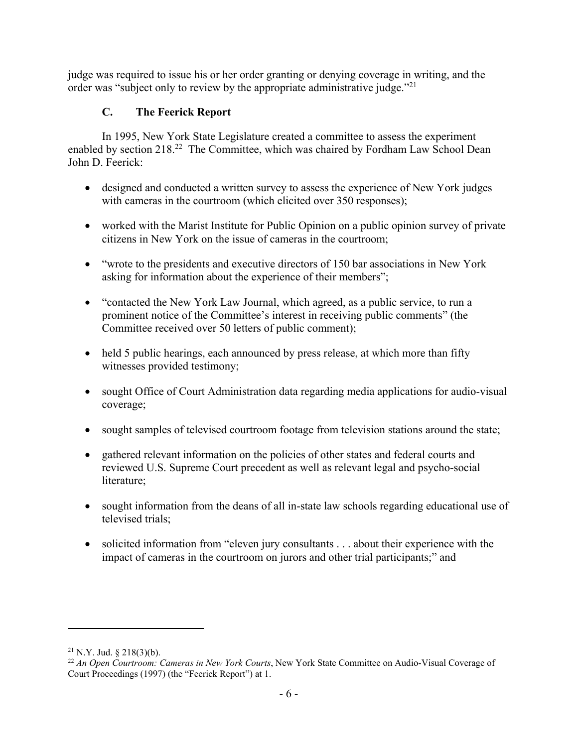judge was required to issue his or her order granting or denying coverage in writing, and the order was "subject only to review by the appropriate administrative judge."[21]

### C. The Feerick Report

In 1995, New York State Legislature created a committee to assess the experiment enabled by section 218.[22] The Committee, which was chaired by Fordham Law School Dean John D. Feerick:

- designed and conducted a written survey to assess the experience of New York judges with cameras in the courtroom (which elicited over 350 responses);
- worked with the Marist Institute for Public Opinion on a public opinion survey of private citizens in New York on the issue of cameras in the courtroom;
- "wrote to the presidents and executive directors of 150 bar associations in New York asking for information about the experience of their members";
- "contacted the New York Law Journal, which agreed, as a public service, to run a prominent notice of the Committee's interest in receiving public comments" (the Committee received over 50 letters of public comment);
- held 5 public hearings, each announced by press release, at which more than fifty witnesses provided testimony;
- sought Office of Court Administration data regarding media applications for audio-visual coverage;
- sought samples of televised courtroom footage from television stations around the state;
- gathered relevant information on the policies of other states and federal courts and reviewed U.S. Supreme Court precedent as well as relevant legal and psycho-social literature;
- sought information from the deans of all in-state law schools regarding educational use of televised trials;
- solicited information from "eleven jury consultants . . . about their experience with the impact of cameras in the courtroom on jurors and other trial participants;" and

---

[21] N.Y. Jud. § 218(3)(b).

[22] *An Open Courtroom: Cameras in New York Courts*, New York State Committee on Audio-Visual Coverage of Court Proceedings (1997) (the "Feerick Report") at 1.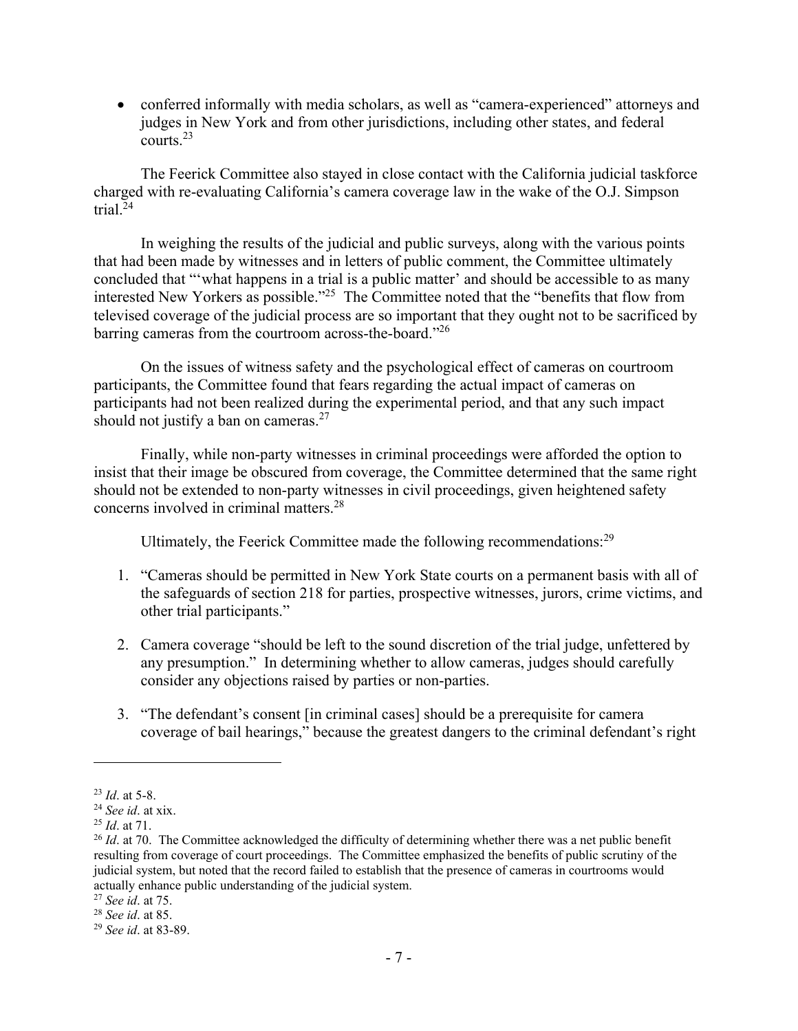- conferred informally with media scholars, as well as "camera-experienced" attorneys and judges in New York and from other jurisdictions, including other states, and federal courts.[23]

The Feerick Committee also stayed in close contact with the California judicial taskforce charged with re-evaluating California's camera coverage law in the wake of the O.J. Simpson trial.[24]

In weighing the results of the judicial and public surveys, along with the various points that had been made by witnesses and in letters of public comment, the Committee ultimately concluded that "'what happens in a trial is a public matter' and should be accessible to as many interested New Yorkers as possible."[25] The Committee noted that the "benefits that flow from televised coverage of the judicial process are so important that they ought not to be sacrificed by barring cameras from the courtroom across-the-board."[26]

On the issues of witness safety and the psychological effect of cameras on courtroom participants, the Committee found that fears regarding the actual impact of cameras on participants had not been realized during the experimental period, and that any such impact should not justify a ban on cameras.[27]

Finally, while non-party witnesses in criminal proceedings were afforded the option to insist that their image be obscured from coverage, the Committee determined that the same right should not be extended to non-party witnesses in civil proceedings, given heightened safety concerns involved in criminal matters.[28]

Ultimately, the Feerick Committee made the following recommendations:[29]

1. "Cameras should be permitted in New York State courts on a permanent basis with all of the safeguards of section 218 for parties, prospective witnesses, jurors, crime victims, and other trial participants."
2. Camera coverage "should be left to the sound discretion of the trial judge, unfettered by any presumption." In determining whether to allow cameras, judges should carefully consider any objections raised by parties or non-parties.
3. "The defendant's consent [in criminal cases] should be a prerequisite for camera coverage of bail hearings," because the greatest dangers to the criminal defendant's right

---

[23] *Id*. at 5-8.

[24] *See id*. at xix.

[25] *Id*. at 71.

[26] *Id*. at 70. The Committee acknowledged the difficulty of determining whether there was a net public benefit resulting from coverage of court proceedings. The Committee emphasized the benefits of public scrutiny of the judicial system, but noted that the record failed to establish that the presence of cameras in courtrooms would actually enhance public understanding of the judicial system.

[27] *See id*. at 75.

[28] *See id*. at 85.

[29] *See id*. at 83-89.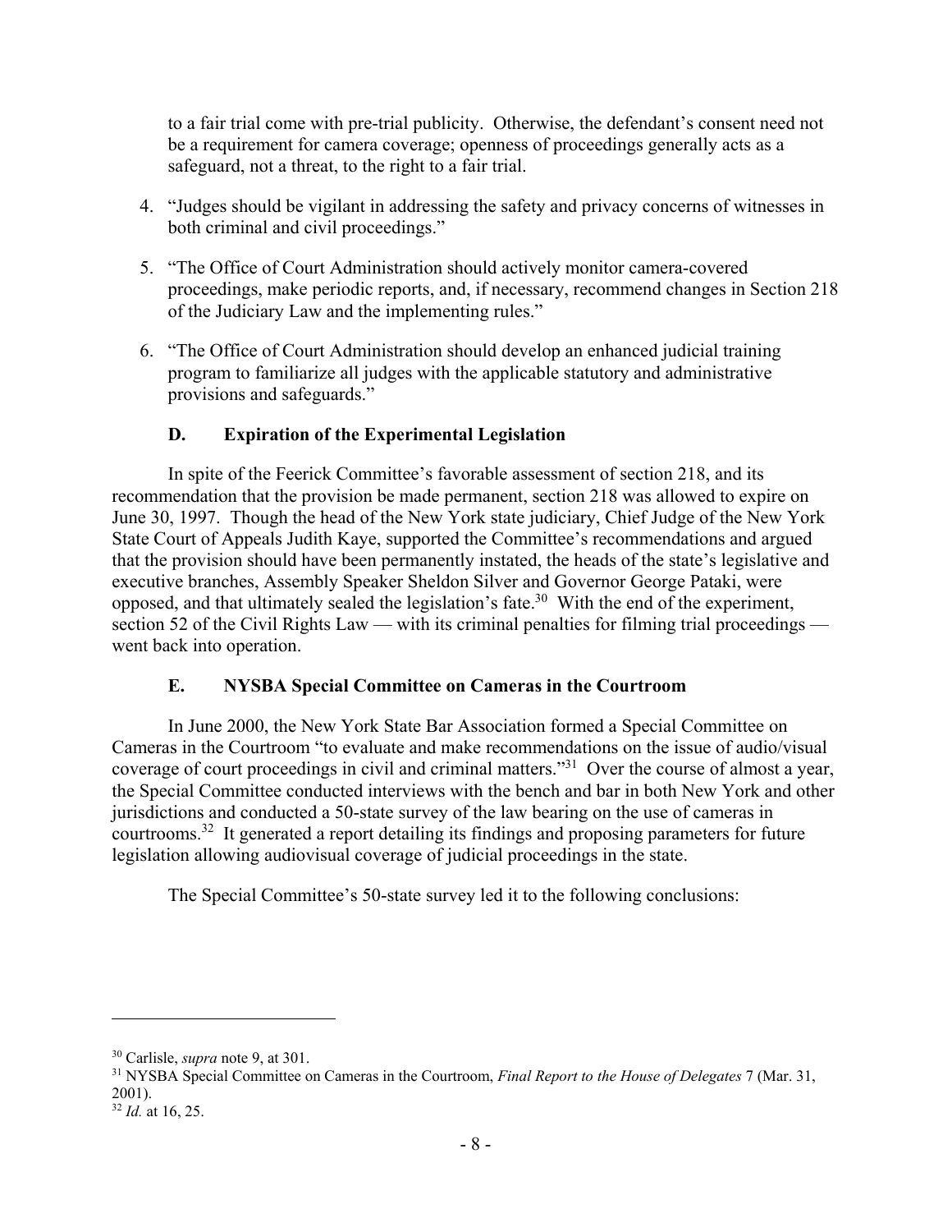to a fair trial come with pre-trial publicity. Otherwise, the defendant's consent need not be a requirement for camera coverage; openness of proceedings generally acts as a safeguard, not a threat, to the right to a fair trial.

4. "Judges should be vigilant in addressing the safety and privacy concerns of witnesses in both criminal and civil proceedings."

5. "The Office of Court Administration should actively monitor camera-covered proceedings, make periodic reports, and, if necessary, recommend changes in Section 218 of the Judiciary Law and the implementing rules."

6. "The Office of Court Administration should develop an enhanced judicial training program to familiarize all judges with the applicable statutory and administrative provisions and safeguards."

### D. Expiration of the Experimental Legislation

In spite of the Feerick Committee's favorable assessment of section 218, and its recommendation that the provision be made permanent, section 218 was allowed to expire on June 30, 1997. Though the head of the New York state judiciary, Chief Judge of the New York State Court of Appeals Judith Kaye, supported the Committee's recommendations and argued that the provision should have been permanently instated, the heads of the state's legislative and executive branches, Assembly Speaker Sheldon Silver and Governor George Pataki, were opposed, and that ultimately sealed the legislation's fate.[30] With the end of the experiment, section 52 of the Civil Rights Law — with its criminal penalties for filming trial proceedings — went back into operation.

### E. NYSBA Special Committee on Cameras in the Courtroom

In June 2000, the New York State Bar Association formed a Special Committee on Cameras in the Courtroom "to evaluate and make recommendations on the issue of audio/visual coverage of court proceedings in civil and criminal matters."[31] Over the course of almost a year, the Special Committee conducted interviews with the bench and bar in both New York and other jurisdictions and conducted a 50-state survey of the law bearing on the use of cameras in courtrooms.[32] It generated a report detailing its findings and proposing parameters for future legislation allowing audiovisual coverage of judicial proceedings in the state.

The Special Committee's 50-state survey led it to the following conclusions:

---

[30] Carlisle, *supra* note 9, at 301.

[31] NYSBA Special Committee on Cameras in the Courtroom, *Final Report to the House of Delegates* 7 (Mar. 31, 2001).

[32] *Id.* at 16, 25.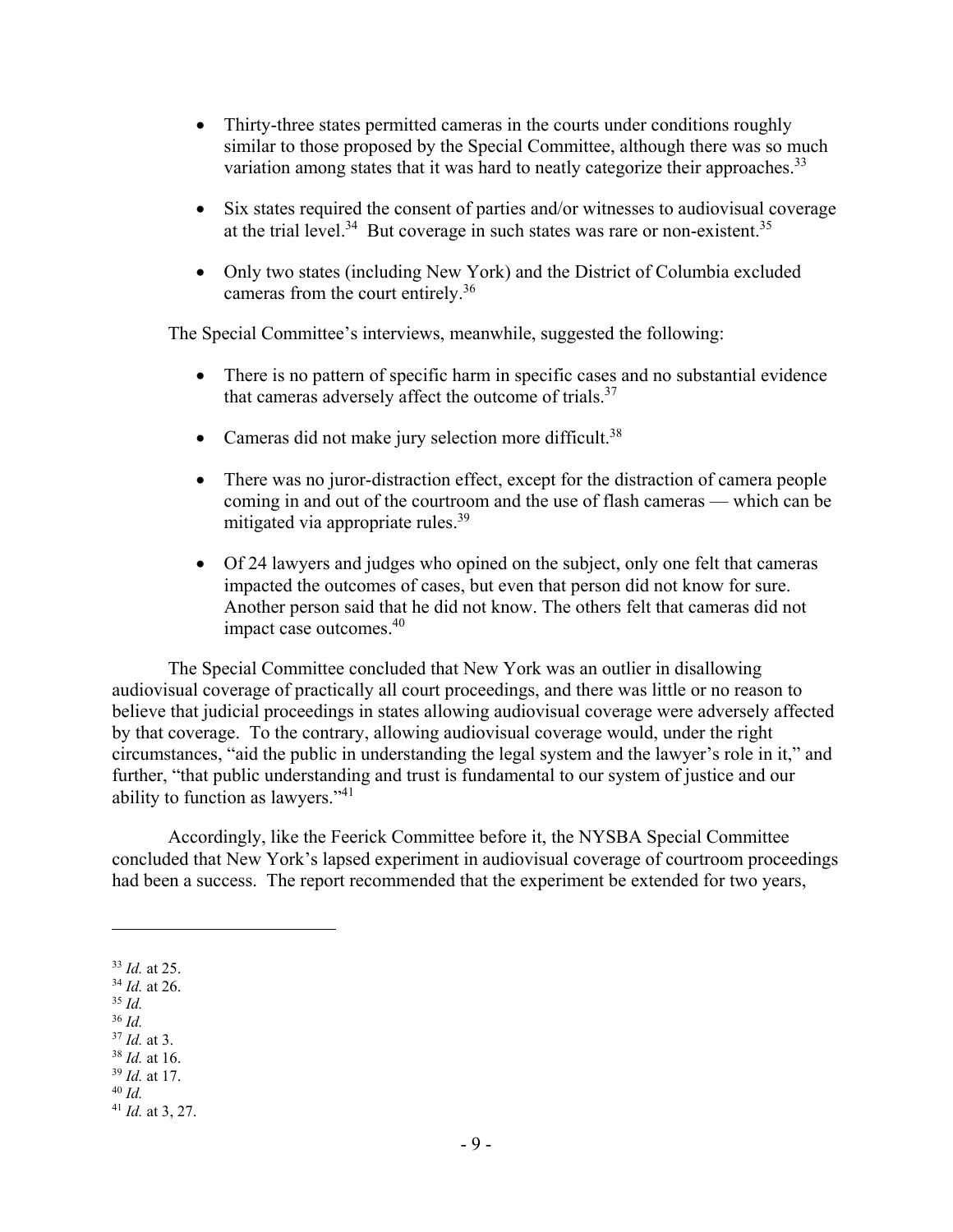- Thirty-three states permitted cameras in the courts under conditions roughly similar to those proposed by the Special Committee, although there was so much variation among states that it was hard to neatly categorize their approaches.[33]

- Six states required the consent of parties and/or witnesses to audiovisual coverage at the trial level.[34] But coverage in such states was rare or non-existent.[35]

- Only two states (including New York) and the District of Columbia excluded cameras from the court entirely.[36]

The Special Committee's interviews, meanwhile, suggested the following:

- There is no pattern of specific harm in specific cases and no substantial evidence that cameras adversely affect the outcome of trials.[37]

- Cameras did not make jury selection more difficult.[38]

- There was no juror-distraction effect, except for the distraction of camera people coming in and out of the courtroom and the use of flash cameras — which can be mitigated via appropriate rules.[39]

- Of 24 lawyers and judges who opined on the subject, only one felt that cameras impacted the outcomes of cases, but even that person did not know for sure. Another person said that he did not know. The others felt that cameras did not impact case outcomes.[40]

The Special Committee concluded that New York was an outlier in disallowing audiovisual coverage of practically all court proceedings, and there was little or no reason to believe that judicial proceedings in states allowing audiovisual coverage were adversely affected by that coverage. To the contrary, allowing audiovisual coverage would, under the right circumstances, "aid the public in understanding the legal system and the lawyer's role in it," and further, "that public understanding and trust is fundamental to our system of justice and our ability to function as lawyers."[41]

Accordingly, like the Feerick Committee before it, the NYSBA Special Committee concluded that New York's lapsed experiment in audiovisual coverage of courtroom proceedings had been a success. The report recommended that the experiment be extended for two years,

---

[33] *Id.* at 25.
[34] *Id.* at 26.
[35] *Id.*
[36] *Id.*
[37] *Id.* at 3.
[38] *Id.* at 16.
[39] *Id.* at 17.
[40] *Id.*
[41] *Id.* at 3, 27.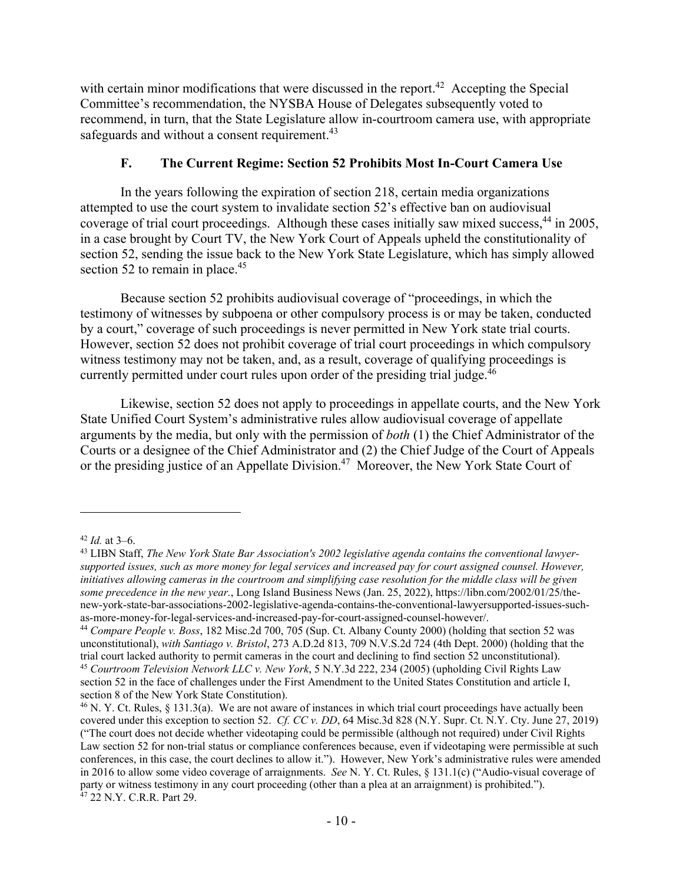with certain minor modifications that were discussed in the report.[42] Accepting the Special Committee's recommendation, the NYSBA House of Delegates subsequently voted to recommend, in turn, that the State Legislature allow in-courtroom camera use, with appropriate safeguards and without a consent requirement.[43]

### F. The Current Regime: Section 52 Prohibits Most In-Court Camera Use

In the years following the expiration of section 218, certain media organizations attempted to use the court system to invalidate section 52's effective ban on audiovisual coverage of trial court proceedings. Although these cases initially saw mixed success,[44] in 2005, in a case brought by Court TV, the New York Court of Appeals upheld the constitutionality of section 52, sending the issue back to the New York State Legislature, which has simply allowed section 52 to remain in place.[45]

Because section 52 prohibits audiovisual coverage of "proceedings, in which the testimony of witnesses by subpoena or other compulsory process is or may be taken, conducted by a court," coverage of such proceedings is never permitted in New York state trial courts. However, section 52 does not prohibit coverage of trial court proceedings in which compulsory witness testimony may not be taken, and, as a result, coverage of qualifying proceedings is currently permitted under court rules upon order of the presiding trial judge.[46]

Likewise, section 52 does not apply to proceedings in appellate courts, and the New York State Unified Court System's administrative rules allow audiovisual coverage of appellate arguments by the media, but only with the permission of *both* (1) the Chief Administrator of the Courts or a designee of the Chief Administrator and (2) the Chief Judge of the Court of Appeals or the presiding justice of an Appellate Division.[47] Moreover, the New York State Court of

---

[42] *Id.* at 3–6.

[43] LIBN Staff, *The New York State Bar Association's 2002 legislative agenda contains the conventional lawyer-supported issues, such as more money for legal services and increased pay for court assigned counsel. However, initiatives allowing cameras in the courtroom and simplifying case resolution for the middle class will be given some precedence in the new year.*, Long Island Business News (Jan. 25, 2022), https://libn.com/2002/01/25/the-new-york-state-bar-associations-2002-legislative-agenda-contains-the-conventional-lawyersupported-issues-such-as-more-money-for-legal-services-and-increased-pay-for-court-assigned-counsel-however/.

[44] *Compare People v. Boss*, 182 Misc.2d 700, 705 (Sup. Ct. Albany County 2000) (holding that section 52 was unconstitutional), *with Santiago v. Bristol*, 273 A.D.2d 813, 709 N.V.S.2d 724 (4th Dept. 2000) (holding that the trial court lacked authority to permit cameras in the court and declining to find section 52 unconstitutional).

[45] *Courtroom Television Network LLC v. New York*, 5 N.Y.3d 222, 234 (2005) (upholding Civil Rights Law section 52 in the face of challenges under the First Amendment to the United States Constitution and article I, section 8 of the New York State Constitution).

[46] N. Y. Ct. Rules, § 131.3(a). We are not aware of instances in which trial court proceedings have actually been covered under this exception to section 52. *Cf. CC v. DD*, 64 Misc.3d 828 (N.Y. Supr. Ct. N.Y. Cty. June 27, 2019) ("The court does not decide whether videotaping could be permissible (although not required) under Civil Rights Law section 52 for non-trial status or compliance conferences because, even if videotaping were permissible at such conferences, in this case, the court declines to allow it."). However, New York's administrative rules were amended in 2016 to allow some video coverage of arraignments. *See* N. Y. Ct. Rules, § 131.1(c) ("Audio-visual coverage of party or witness testimony in any court proceeding (other than a plea at an arraignment) is prohibited.").

[47] 22 N.Y. C.R.R. Part 29.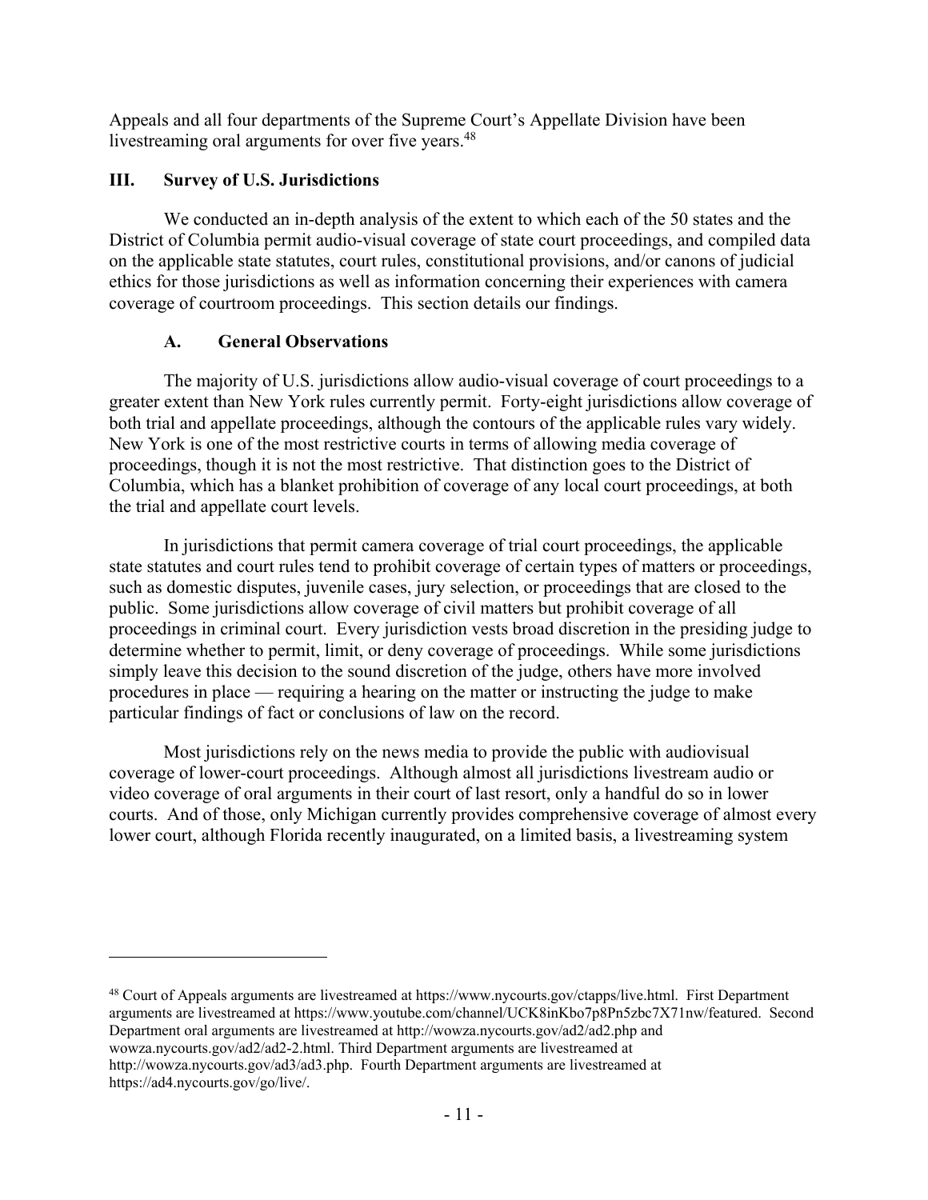Appeals and all four departments of the Supreme Court's Appellate Division have been livestreaming oral arguments for over five years.[48]

## III. Survey of U.S. Jurisdictions

We conducted an in-depth analysis of the extent to which each of the 50 states and the District of Columbia permit audio-visual coverage of state court proceedings, and compiled data on the applicable state statutes, court rules, constitutional provisions, and/or canons of judicial ethics for those jurisdictions as well as information concerning their experiences with camera coverage of courtroom proceedings. This section details our findings.

### A. General Observations

The majority of U.S. jurisdictions allow audio-visual coverage of court proceedings to a greater extent than New York rules currently permit. Forty-eight jurisdictions allow coverage of both trial and appellate proceedings, although the contours of the applicable rules vary widely. New York is one of the most restrictive courts in terms of allowing media coverage of proceedings, though it is not the most restrictive. That distinction goes to the District of Columbia, which has a blanket prohibition of coverage of any local court proceedings, at both the trial and appellate court levels.

In jurisdictions that permit camera coverage of trial court proceedings, the applicable state statutes and court rules tend to prohibit coverage of certain types of matters or proceedings, such as domestic disputes, juvenile cases, jury selection, or proceedings that are closed to the public. Some jurisdictions allow coverage of civil matters but prohibit coverage of all proceedings in criminal court. Every jurisdiction vests broad discretion in the presiding judge to determine whether to permit, limit, or deny coverage of proceedings. While some jurisdictions simply leave this decision to the sound discretion of the judge, others have more involved procedures in place — requiring a hearing on the matter or instructing the judge to make particular findings of fact or conclusions of law on the record.

Most jurisdictions rely on the news media to provide the public with audiovisual coverage of lower-court proceedings. Although almost all jurisdictions livestream audio or video coverage of oral arguments in their court of last resort, only a handful do so in lower courts. And of those, only Michigan currently provides comprehensive coverage of almost every lower court, although Florida recently inaugurated, on a limited basis, a livestreaming system

---

[48] Court of Appeals arguments are livestreamed at https://www.nycourts.gov/ctapps/live.html. First Department arguments are livestreamed at https://www.youtube.com/channel/UCK8inKbo7p8Pn5zbc7X71nw/featured. Second Department oral arguments are livestreamed at http://wowza.nycourts.gov/ad2/ad2.php and wowza.nycourts.gov/ad2/ad2-2.html. Third Department arguments are livestreamed at http://wowza.nycourts.gov/ad3/ad3.php. Fourth Department arguments are livestreamed at https://ad4.nycourts.gov/go/live/.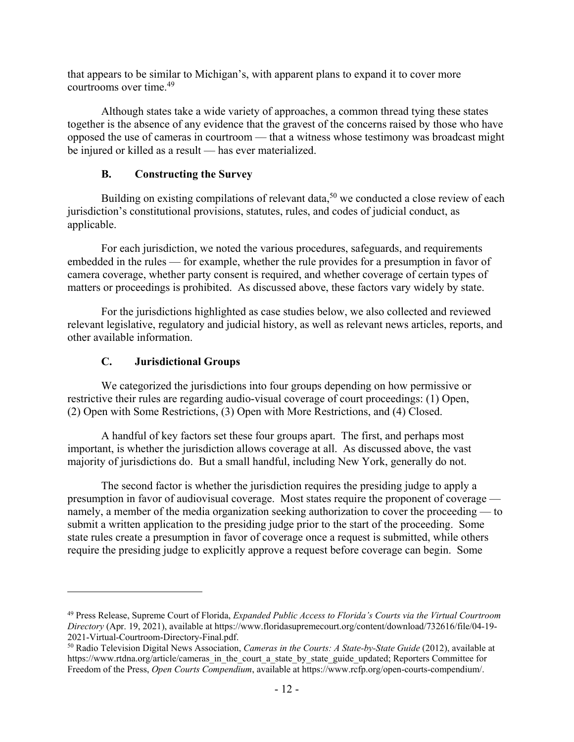that appears to be similar to Michigan's, with apparent plans to expand it to cover more courtrooms over time.[49]

Although states take a wide variety of approaches, a common thread tying these states together is the absence of any evidence that the gravest of the concerns raised by those who have opposed the use of cameras in courtroom — that a witness whose testimony was broadcast might be injured or killed as a result — has ever materialized.

### B. Constructing the Survey

Building on existing compilations of relevant data,[50] we conducted a close review of each jurisdiction's constitutional provisions, statutes, rules, and codes of judicial conduct, as applicable.

For each jurisdiction, we noted the various procedures, safeguards, and requirements embedded in the rules — for example, whether the rule provides for a presumption in favor of camera coverage, whether party consent is required, and whether coverage of certain types of matters or proceedings is prohibited. As discussed above, these factors vary widely by state.

For the jurisdictions highlighted as case studies below, we also collected and reviewed relevant legislative, regulatory and judicial history, as well as relevant news articles, reports, and other available information.

### C. Jurisdictional Groups

We categorized the jurisdictions into four groups depending on how permissive or restrictive their rules are regarding audio-visual coverage of court proceedings: (1) Open, (2) Open with Some Restrictions, (3) Open with More Restrictions, and (4) Closed.

A handful of key factors set these four groups apart. The first, and perhaps most important, is whether the jurisdiction allows coverage at all. As discussed above, the vast majority of jurisdictions do. But a small handful, including New York, generally do not.

The second factor is whether the jurisdiction requires the presiding judge to apply a presumption in favor of audiovisual coverage. Most states require the proponent of coverage — namely, a member of the media organization seeking authorization to cover the proceeding — to submit a written application to the presiding judge prior to the start of the proceeding. Some state rules create a presumption in favor of coverage once a request is submitted, while others require the presiding judge to explicitly approve a request before coverage can begin. Some

---

[49] Press Release, Supreme Court of Florida, *Expanded Public Access to Florida's Courts via the Virtual Courtroom Directory* (Apr. 19, 2021), available at https://www.floridasupremecourt.org/content/download/732616/file/04-19-2021-Virtual-Courtroom-Directory-Final.pdf.

[50] Radio Television Digital News Association, *Cameras in the Courts: A State-by-State Guide* (2012), available at https://www.rtdna.org/article/cameras_in_the_court_a_state_by_state_guide_updated; Reporters Committee for Freedom of the Press, *Open Courts Compendium*, available at https://www.rcfp.org/open-courts-compendium/.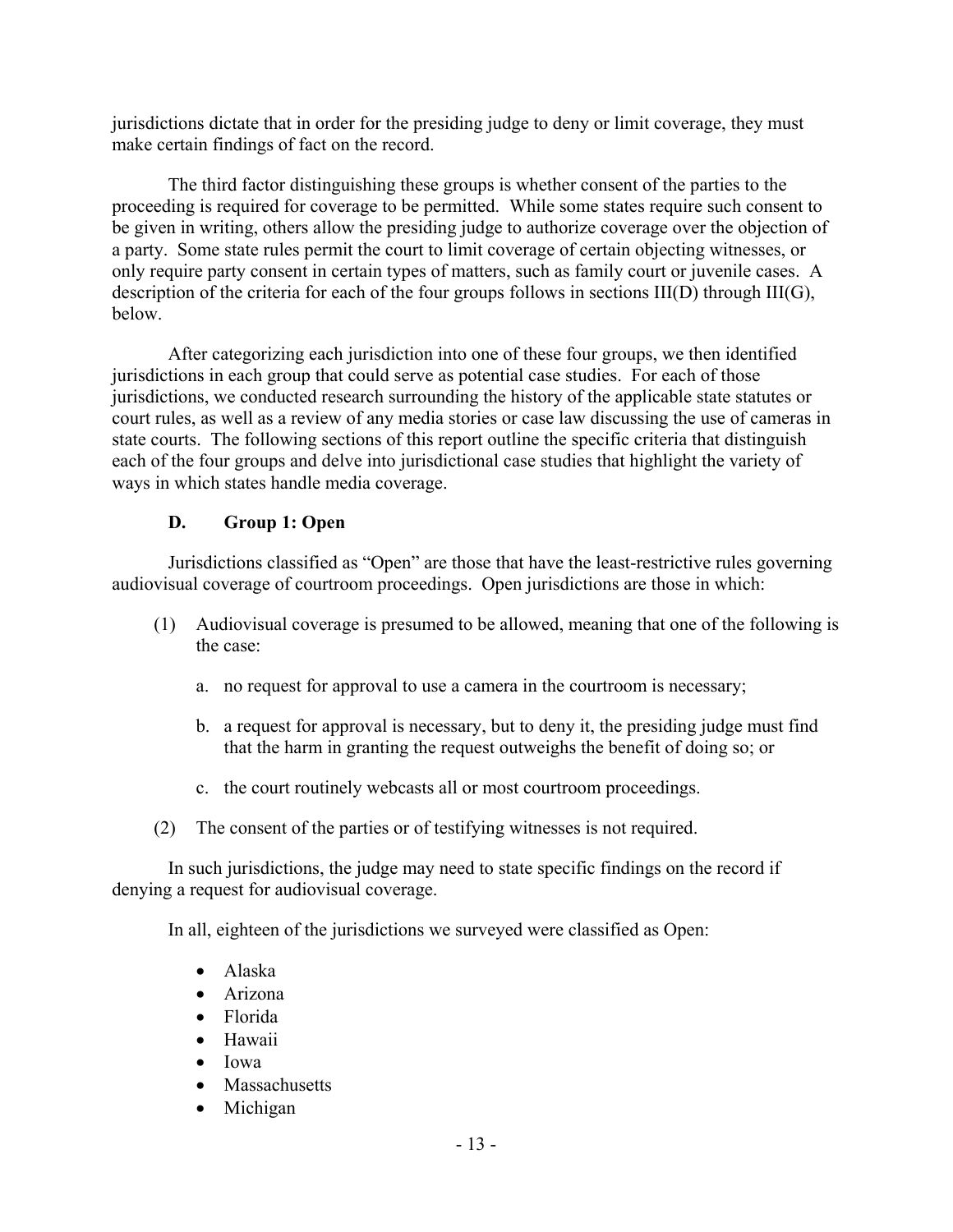jurisdictions dictate that in order for the presiding judge to deny or limit coverage, they must make certain findings of fact on the record.

The third factor distinguishing these groups is whether consent of the parties to the proceeding is required for coverage to be permitted. While some states require such consent to be given in writing, others allow the presiding judge to authorize coverage over the objection of a party. Some state rules permit the court to limit coverage of certain objecting witnesses, or only require party consent in certain types of matters, such as family court or juvenile cases. A description of the criteria for each of the four groups follows in sections III(D) through III(G), below.

After categorizing each jurisdiction into one of these four groups, we then identified jurisdictions in each group that could serve as potential case studies. For each of those jurisdictions, we conducted research surrounding the history of the applicable state statutes or court rules, as well as a review of any media stories or case law discussing the use of cameras in state courts. The following sections of this report outline the specific criteria that distinguish each of the four groups and delve into jurisdictional case studies that highlight the variety of ways in which states handle media coverage.

### D. Group 1: Open

Jurisdictions classified as "Open" are those that have the least-restrictive rules governing audiovisual coverage of courtroom proceedings. Open jurisdictions are those in which:

(1) Audiovisual coverage is presumed to be allowed, meaning that one of the following is the case:

   a. no request for approval to use a camera in the courtroom is necessary;

   b. a request for approval is necessary, but to deny it, the presiding judge must find that the harm in granting the request outweighs the benefit of doing so; or

   c. the court routinely webcasts all or most courtroom proceedings.

(2) The consent of the parties or of testifying witnesses is not required.

In such jurisdictions, the judge may need to state specific findings on the record if denying a request for audiovisual coverage.

In all, eighteen of the jurisdictions we surveyed were classified as Open:

- Alaska
- Arizona
- Florida
- Hawaii
- Iowa
- Massachusetts
- Michigan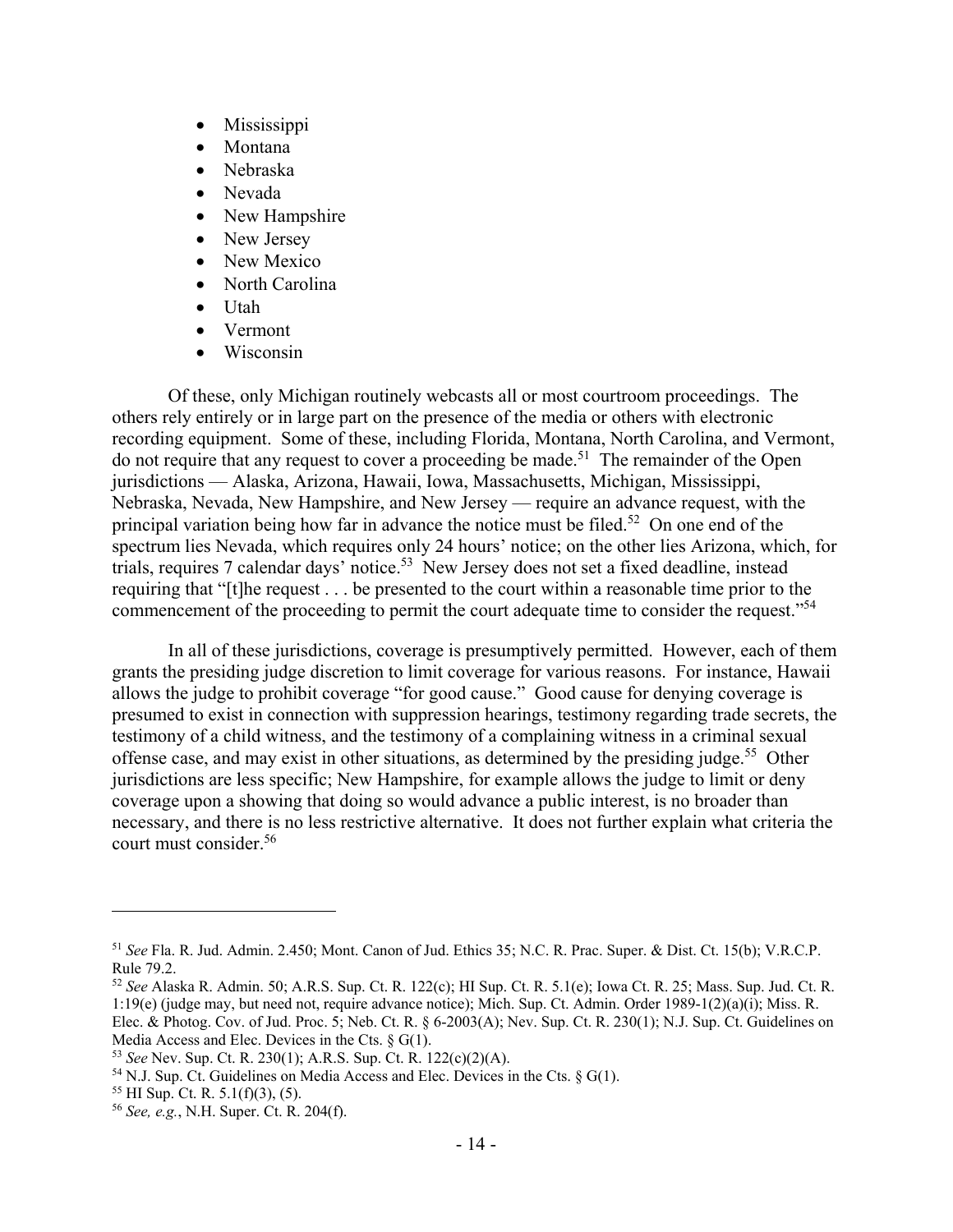- Mississippi
- Montana
- Nebraska
- Nevada
- New Hampshire
- New Jersey
- New Mexico
- North Carolina
- Utah
- Vermont
- Wisconsin

Of these, only Michigan routinely webcasts all or most courtroom proceedings. The others rely entirely or in large part on the presence of the media or others with electronic recording equipment. Some of these, including Florida, Montana, North Carolina, and Vermont, do not require that any request to cover a proceeding be made.[51] The remainder of the Open jurisdictions — Alaska, Arizona, Hawaii, Iowa, Massachusetts, Michigan, Mississippi, Nebraska, Nevada, New Hampshire, and New Jersey — require an advance request, with the principal variation being how far in advance the notice must be filed.[52] On one end of the spectrum lies Nevada, which requires only 24 hours' notice; on the other lies Arizona, which, for trials, requires 7 calendar days' notice.[53] New Jersey does not set a fixed deadline, instead requiring that "[t]he request . . . be presented to the court within a reasonable time prior to the commencement of the proceeding to permit the court adequate time to consider the request."[54]

In all of these jurisdictions, coverage is presumptively permitted. However, each of them grants the presiding judge discretion to limit coverage for various reasons. For instance, Hawaii allows the judge to prohibit coverage "for good cause." Good cause for denying coverage is presumed to exist in connection with suppression hearings, testimony regarding trade secrets, the testimony of a child witness, and the testimony of a complaining witness in a criminal sexual offense case, and may exist in other situations, as determined by the presiding judge.[55] Other jurisdictions are less specific; New Hampshire, for example allows the judge to limit or deny coverage upon a showing that doing so would advance a public interest, is no broader than necessary, and there is no less restrictive alternative. It does not further explain what criteria the court must consider.[56]

---

[51] *See* Fla. R. Jud. Admin. 2.450; Mont. Canon of Jud. Ethics 35; N.C. R. Prac. Super. & Dist. Ct. 15(b); V.R.C.P. Rule 79.2.

[52] *See* Alaska R. Admin. 50; A.R.S. Sup. Ct. R. 122(c); HI Sup. Ct. R. 5.1(e); Iowa Ct. R. 25; Mass. Sup. Jud. Ct. R. 1:19(e) (judge may, but need not, require advance notice); Mich. Sup. Ct. Admin. Order 1989-1(2)(a)(i); Miss. R. Elec. & Photog. Cov. of Jud. Proc. 5; Neb. Ct. R. § 6-2003(A); Nev. Sup. Ct. R. 230(1); N.J. Sup. Ct. Guidelines on Media Access and Elec. Devices in the Cts. § G(1).

[53] *See* Nev. Sup. Ct. R. 230(1); A.R.S. Sup. Ct. R. 122(c)(2)(A).

[54] N.J. Sup. Ct. Guidelines on Media Access and Elec. Devices in the Cts. § G(1).

[55] HI Sup. Ct. R. 5.1(f)(3), (5).

[56] *See, e.g.*, N.H. Super. Ct. R. 204(f).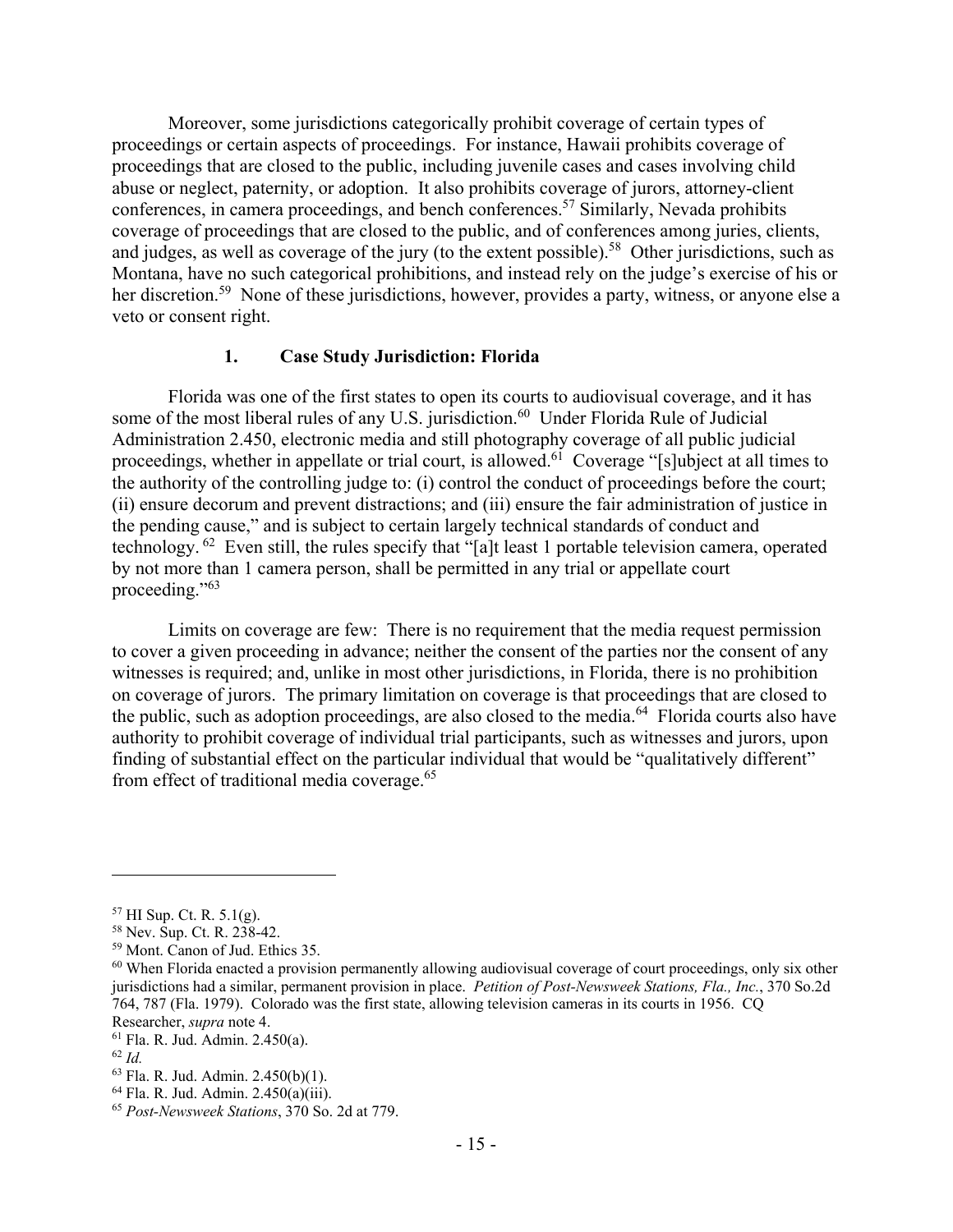Moreover, some jurisdictions categorically prohibit coverage of certain types of proceedings or certain aspects of proceedings. For instance, Hawaii prohibits coverage of proceedings that are closed to the public, including juvenile cases and cases involving child abuse or neglect, paternity, or adoption. It also prohibits coverage of jurors, attorney-client conferences, in camera proceedings, and bench conferences.[57] Similarly, Nevada prohibits coverage of proceedings that are closed to the public, and of conferences among juries, clients, and judges, as well as coverage of the jury (to the extent possible).[58] Other jurisdictions, such as Montana, have no such categorical prohibitions, and instead rely on the judge's exercise of his or her discretion.[59] None of these jurisdictions, however, provides a party, witness, or anyone else a veto or consent right.

### 1. Case Study Jurisdiction: Florida

Florida was one of the first states to open its courts to audiovisual coverage, and it has some of the most liberal rules of any U.S. jurisdiction.[60] Under Florida Rule of Judicial Administration 2.450, electronic media and still photography coverage of all public judicial proceedings, whether in appellate or trial court, is allowed.[61] Coverage "[s]ubject at all times to the authority of the controlling judge to: (i) control the conduct of proceedings before the court; (ii) ensure decorum and prevent distractions; and (iii) ensure the fair administration of justice in the pending cause," and is subject to certain largely technical standards of conduct and technology.[62] Even still, the rules specify that "[a]t least 1 portable television camera, operated by not more than 1 camera person, shall be permitted in any trial or appellate court proceeding."[63]

Limits on coverage are few: There is no requirement that the media request permission to cover a given proceeding in advance; neither the consent of the parties nor the consent of any witnesses is required; and, unlike in most other jurisdictions, in Florida, there is no prohibition on coverage of jurors. The primary limitation on coverage is that proceedings that are closed to the public, such as adoption proceedings, are also closed to the media.[64] Florida courts also have authority to prohibit coverage of individual trial participants, such as witnesses and jurors, upon finding of substantial effect on the particular individual that would be "qualitatively different" from effect of traditional media coverage.[65]

---

[57] HI Sup. Ct. R. 5.1(g).

[58] Nev. Sup. Ct. R. 238-42.

[59] Mont. Canon of Jud. Ethics 35.

[60] When Florida enacted a provision permanently allowing audiovisual coverage of court proceedings, only six other jurisdictions had a similar, permanent provision in place. *Petition of Post-Newsweek Stations, Fla., Inc.*, 370 So.2d 764, 787 (Fla. 1979). Colorado was the first state, allowing television cameras in its courts in 1956. CQ Researcher, *supra* note 4.

[61] Fla. R. Jud. Admin. 2.450(a).

[62] *Id.*

[63] Fla. R. Jud. Admin. 2.450(b)(1).

[64] Fla. R. Jud. Admin. 2.450(a)(iii).

[65] *Post-Newsweek Stations*, 370 So. 2d at 779.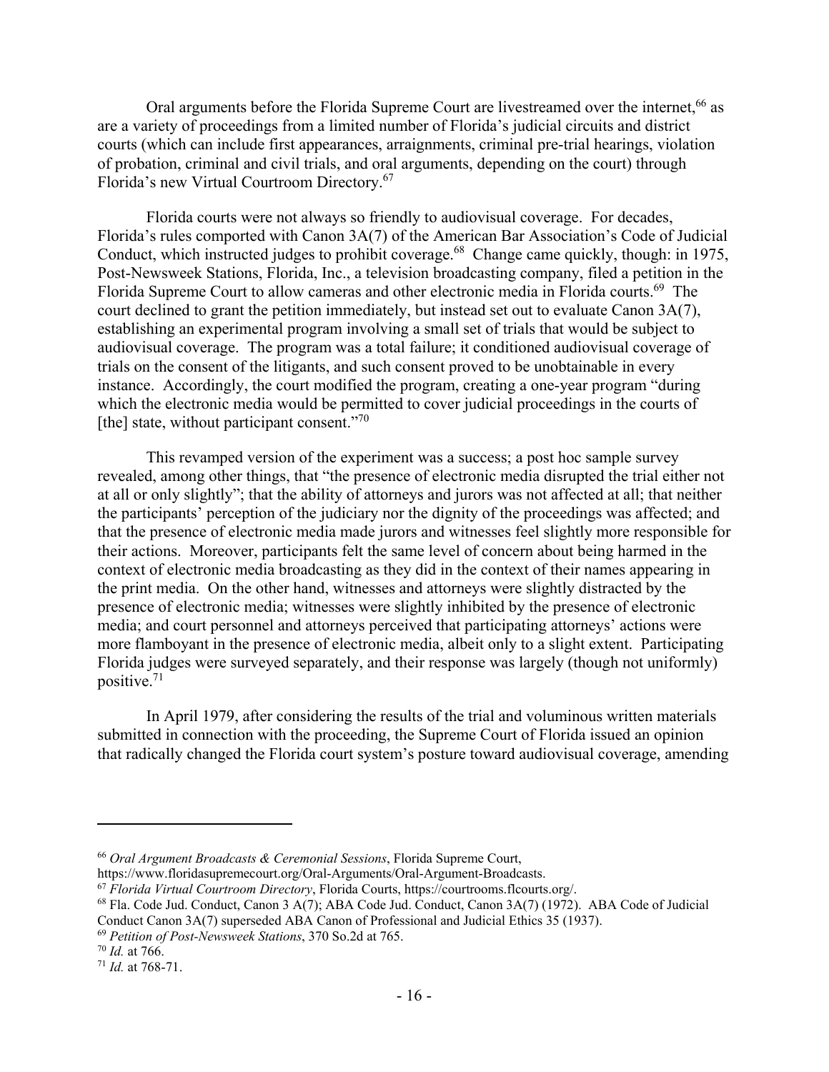Oral arguments before the Florida Supreme Court are livestreamed over the internet,[66] as are a variety of proceedings from a limited number of Florida's judicial circuits and district courts (which can include first appearances, arraignments, criminal pre-trial hearings, violation of probation, criminal and civil trials, and oral arguments, depending on the court) through Florida's new Virtual Courtroom Directory.[67]

Florida courts were not always so friendly to audiovisual coverage. For decades, Florida's rules comported with Canon 3A(7) of the American Bar Association's Code of Judicial Conduct, which instructed judges to prohibit coverage.[68] Change came quickly, though: in 1975, Post-Newsweek Stations, Florida, Inc., a television broadcasting company, filed a petition in the Florida Supreme Court to allow cameras and other electronic media in Florida courts.[69] The court declined to grant the petition immediately, but instead set out to evaluate Canon 3A(7), establishing an experimental program involving a small set of trials that would be subject to audiovisual coverage. The program was a total failure; it conditioned audiovisual coverage of trials on the consent of the litigants, and such consent proved to be unobtainable in every instance. Accordingly, the court modified the program, creating a one-year program "during which the electronic media would be permitted to cover judicial proceedings in the courts of [the] state, without participant consent."[70]

This revamped version of the experiment was a success; a post hoc sample survey revealed, among other things, that "the presence of electronic media disrupted the trial either not at all or only slightly"; that the ability of attorneys and jurors was not affected at all; that neither the participants' perception of the judiciary nor the dignity of the proceedings was affected; and that the presence of electronic media made jurors and witnesses feel slightly more responsible for their actions. Moreover, participants felt the same level of concern about being harmed in the context of electronic media broadcasting as they did in the context of their names appearing in the print media. On the other hand, witnesses and attorneys were slightly distracted by the presence of electronic media; witnesses were slightly inhibited by the presence of electronic media; and court personnel and attorneys perceived that participating attorneys' actions were more flamboyant in the presence of electronic media, albeit only to a slight extent. Participating Florida judges were surveyed separately, and their response was largely (though not uniformly) positive.[71]

In April 1979, after considering the results of the trial and voluminous written materials submitted in connection with the proceeding, the Supreme Court of Florida issued an opinion that radically changed the Florida court system's posture toward audiovisual coverage, amending

---

[66] *Oral Argument Broadcasts & Ceremonial Sessions*, Florida Supreme Court, https://www.floridasupremecourt.org/Oral-Arguments/Oral-Argument-Broadcasts.

[67] *Florida Virtual Courtroom Directory*, Florida Courts, https://courtrooms.flcourts.org/.

[68] Fla. Code Jud. Conduct, Canon 3 A(7); ABA Code Jud. Conduct, Canon 3A(7) (1972). ABA Code of Judicial Conduct Canon 3A(7) superseded ABA Canon of Professional and Judicial Ethics 35 (1937).

[69] *Petition of Post-Newsweek Stations*, 370 So.2d at 765.

[70] *Id.* at 766.

[71] *Id.* at 768-71.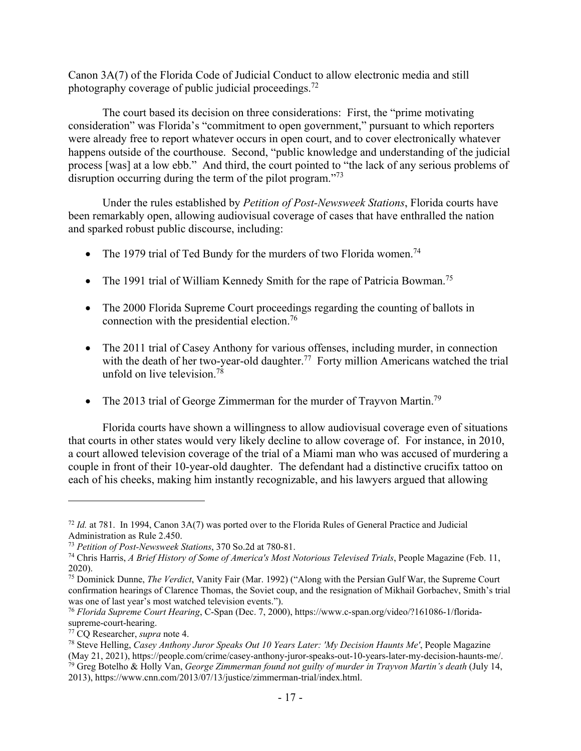Canon 3A(7) of the Florida Code of Judicial Conduct to allow electronic media and still photography coverage of public judicial proceedings.[72]

The court based its decision on three considerations: First, the "prime motivating consideration" was Florida's "commitment to open government," pursuant to which reporters were already free to report whatever occurs in open court, and to cover electronically whatever happens outside of the courthouse. Second, "public knowledge and understanding of the judicial process [was] at a low ebb." And third, the court pointed to "the lack of any serious problems of disruption occurring during the term of the pilot program."[73]

Under the rules established by *Petition of Post-Newsweek Stations*, Florida courts have been remarkably open, allowing audiovisual coverage of cases that have enthralled the nation and sparked robust public discourse, including:

- The 1979 trial of Ted Bundy for the murders of two Florida women.[74]
- The 1991 trial of William Kennedy Smith for the rape of Patricia Bowman.[75]
- The 2000 Florida Supreme Court proceedings regarding the counting of ballots in connection with the presidential election.[76]
- The 2011 trial of Casey Anthony for various offenses, including murder, in connection with the death of her two-year-old daughter.[77] Forty million Americans watched the trial unfold on live television.[78]
- The 2013 trial of George Zimmerman for the murder of Trayvon Martin.[79]

Florida courts have shown a willingness to allow audiovisual coverage even of situations that courts in other states would very likely decline to allow coverage of. For instance, in 2010, a court allowed television coverage of the trial of a Miami man who was accused of murdering a couple in front of their 10-year-old daughter. The defendant had a distinctive crucifix tattoo on each of his cheeks, making him instantly recognizable, and his lawyers argued that allowing

---

[72] *Id.* at 781. In 1994, Canon 3A(7) was ported over to the Florida Rules of General Practice and Judicial Administration as Rule 2.450.

[73] *Petition of Post-Newsweek Stations*, 370 So.2d at 780-81.

[74] Chris Harris, *A Brief History of Some of America's Most Notorious Televised Trials*, People Magazine (Feb. 11, 2020).

[75] Dominick Dunne, *The Verdict*, Vanity Fair (Mar. 1992) ("Along with the Persian Gulf War, the Supreme Court confirmation hearings of Clarence Thomas, the Soviet coup, and the resignation of Mikhail Gorbachev, Smith's trial was one of last year's most watched television events.").

[76] *Florida Supreme Court Hearing*, C-Span (Dec. 7, 2000), https://www.c-span.org/video/?161086-1/florida-supreme-court-hearing.

[77] CQ Researcher, *supra* note 4.

[78] Steve Helling, *Casey Anthony Juror Speaks Out 10 Years Later: 'My Decision Haunts Me'*, People Magazine (May 21, 2021), https://people.com/crime/casey-anthony-juror-speaks-out-10-years-later-my-decision-haunts-me/.

[79] Greg Botelho & Holly Van, *George Zimmerman found not guilty of murder in Trayvon Martin's death* (July 14, 2013), https://www.cnn.com/2013/07/13/justice/zimmerman-trial/index.html.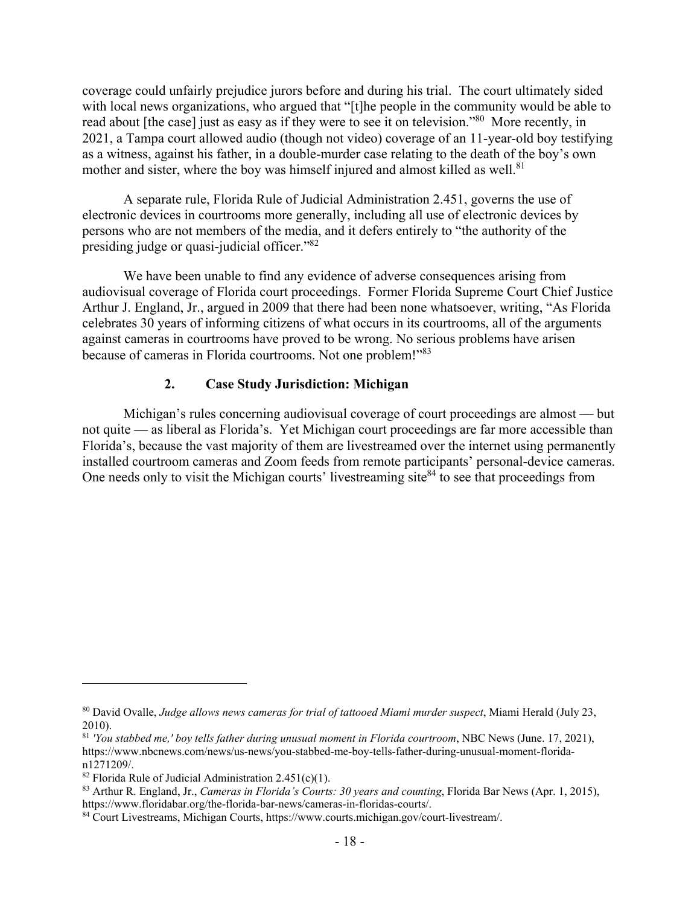coverage could unfairly prejudice jurors before and during his trial. The court ultimately sided with local news organizations, who argued that "[t]he people in the community would be able to read about [the case] just as easy as if they were to see it on television."[80] More recently, in 2021, a Tampa court allowed audio (though not video) coverage of an 11-year-old boy testifying as a witness, against his father, in a double-murder case relating to the death of the boy's own mother and sister, where the boy was himself injured and almost killed as well.[81]

A separate rule, Florida Rule of Judicial Administration 2.451, governs the use of electronic devices in courtrooms more generally, including all use of electronic devices by persons who are not members of the media, and it defers entirely to "the authority of the presiding judge or quasi-judicial officer."[82]

We have been unable to find any evidence of adverse consequences arising from audiovisual coverage of Florida court proceedings. Former Florida Supreme Court Chief Justice Arthur J. England, Jr., argued in 2009 that there had been none whatsoever, writing, "As Florida celebrates 30 years of informing citizens of what occurs in its courtrooms, all of the arguments against cameras in courtrooms have proved to be wrong. No serious problems have arisen because of cameras in Florida courtrooms. Not one problem!"[83]

### 2. Case Study Jurisdiction: Michigan

Michigan's rules concerning audiovisual coverage of court proceedings are almost — but not quite — as liberal as Florida's. Yet Michigan court proceedings are far more accessible than Florida's, because the vast majority of them are livestreamed over the internet using permanently installed courtroom cameras and Zoom feeds from remote participants' personal-device cameras. One needs only to visit the Michigan courts' livestreaming site[84] to see that proceedings from

---

[80] David Ovalle, *Judge allows news cameras for trial of tattooed Miami murder suspect*, Miami Herald (July 23, 2010).

[81] *'You stabbed me,' boy tells father during unusual moment in Florida courtroom*, NBC News (June. 17, 2021), https://www.nbcnews.com/news/us-news/you-stabbed-me-boy-tells-father-during-unusual-moment-florida-n1271209/.

[82] Florida Rule of Judicial Administration 2.451(c)(1).

[83] Arthur R. England, Jr., *Cameras in Florida's Courts: 30 years and counting*, Florida Bar News (Apr. 1, 2015), https://www.floridabar.org/the-florida-bar-news/cameras-in-floridas-courts/.

[84] Court Livestreams, Michigan Courts, https://www.courts.michigan.gov/court-livestream/.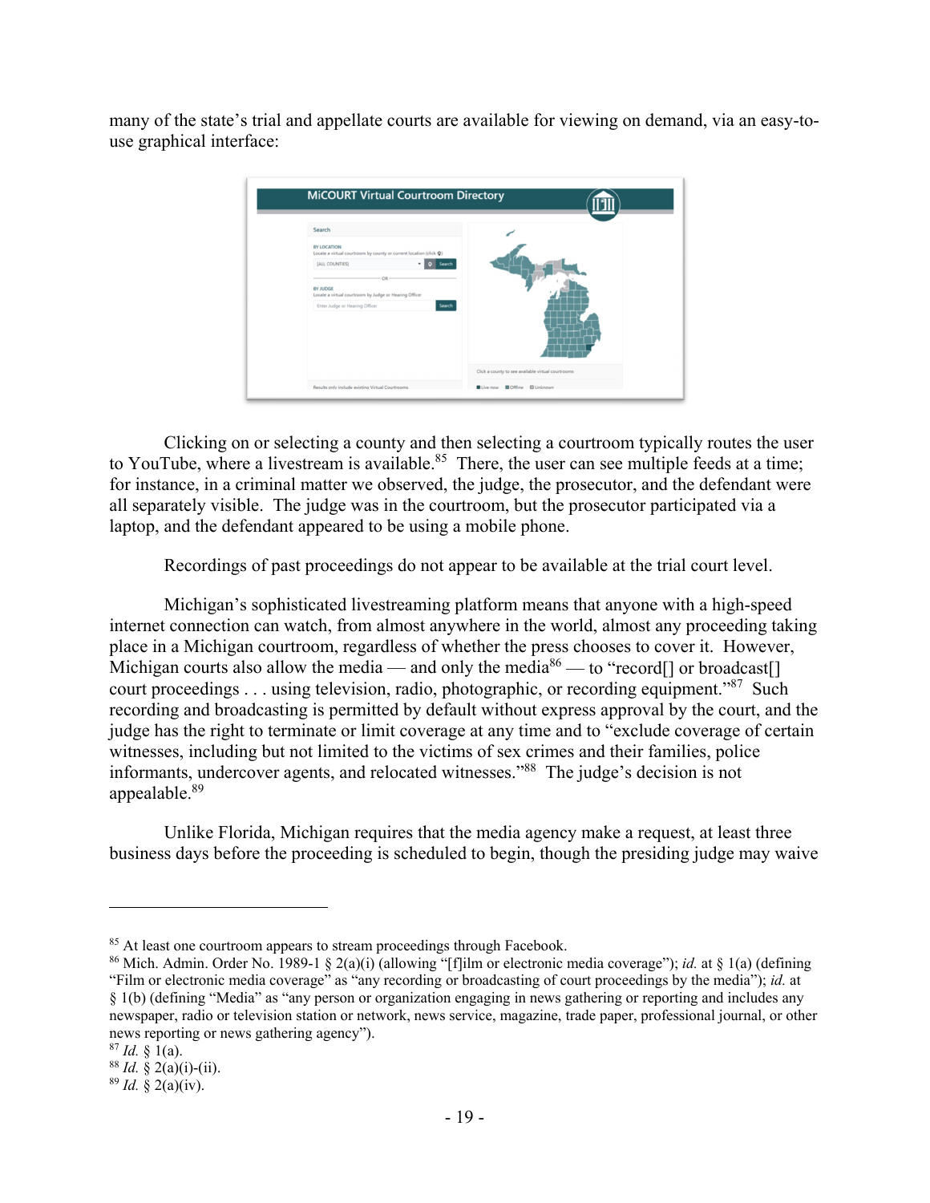many of the state's trial and appellate courts are available for viewing on demand, via an easy-to-use graphical interface:

Clicking on or selecting a county and then selecting a courtroom typically routes the user to YouTube, where a livestream is available.[85] There, the user can see multiple feeds at a time; for instance, in a criminal matter we observed, the judge, the prosecutor, and the defendant were all separately visible. The judge was in the courtroom, but the prosecutor participated via a laptop, and the defendant appeared to be using a mobile phone.

Recordings of past proceedings do not appear to be available at the trial court level.

Michigan's sophisticated livestreaming platform means that anyone with a high-speed internet connection can watch, from almost anywhere in the world, almost any proceeding taking place in a Michigan courtroom, regardless of whether the press chooses to cover it. However, Michigan courts also allow the media — and only the media[86] — to "record[] or broadcast[] court proceedings . . . using television, radio, photographic, or recording equipment."[87] Such recording and broadcasting is permitted by default without express approval by the court, and the judge has the right to terminate or limit coverage at any time and to "exclude coverage of certain witnesses, including but not limited to the victims of sex crimes and their families, police informants, undercover agents, and relocated witnesses."[88] The judge's decision is not appealable.[89]

Unlike Florida, Michigan requires that the media agency make a request, at least three business days before the proceeding is scheduled to begin, though the presiding judge may waive

---

[85] At least one courtroom appears to stream proceedings through Facebook.

[86] Mich. Admin. Order No. 1989-1 § 2(a)(i) (allowing "[f]ilm or electronic media coverage"); *id.* at § 1(a) (defining "Film or electronic media coverage" as "any recording or broadcasting of court proceedings by the media"); *id.* at § 1(b) (defining "Media" as "any person or organization engaging in news gathering or reporting and includes any newspaper, radio or television station or network, news service, magazine, trade paper, professional journal, or other news reporting or news gathering agency").

[87] *Id.* § 1(a).

[88] *Id.* § 2(a)(i)-(ii).

[89] *Id.* § 2(a)(iv).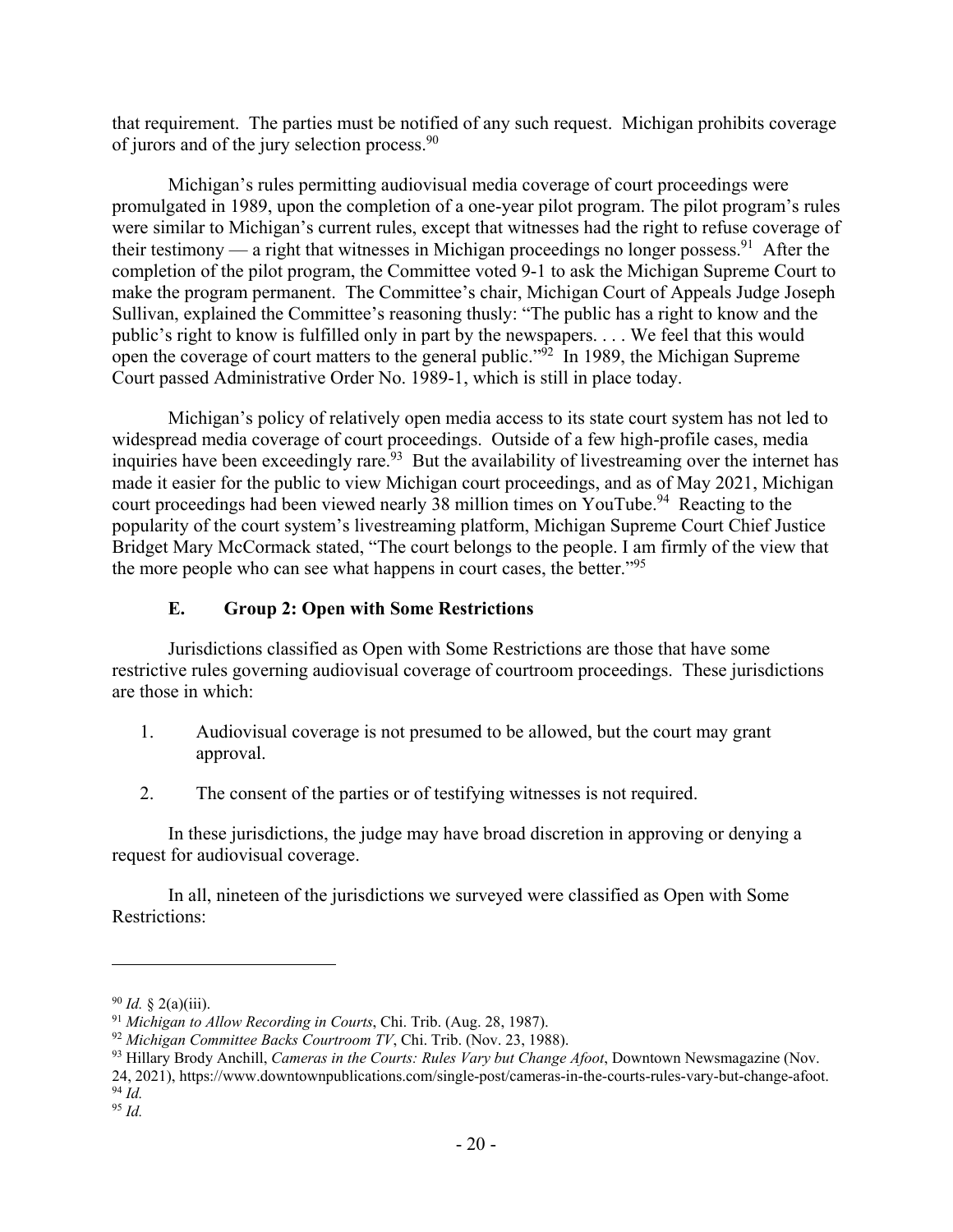that requirement. The parties must be notified of any such request. Michigan prohibits coverage of jurors and of the jury selection process.[90]

Michigan's rules permitting audiovisual media coverage of court proceedings were promulgated in 1989, upon the completion of a one-year pilot program. The pilot program's rules were similar to Michigan's current rules, except that witnesses had the right to refuse coverage of their testimony — a right that witnesses in Michigan proceedings no longer possess.[91] After the completion of the pilot program, the Committee voted 9-1 to ask the Michigan Supreme Court to make the program permanent. The Committee's chair, Michigan Court of Appeals Judge Joseph Sullivan, explained the Committee's reasoning thusly: "The public has a right to know and the public's right to know is fulfilled only in part by the newspapers. . . . We feel that this would open the coverage of court matters to the general public."[92] In 1989, the Michigan Supreme Court passed Administrative Order No. 1989-1, which is still in place today.

Michigan's policy of relatively open media access to its state court system has not led to widespread media coverage of court proceedings. Outside of a few high-profile cases, media inquiries have been exceedingly rare.[93] But the availability of livestreaming over the internet has made it easier for the public to view Michigan court proceedings, and as of May 2021, Michigan court proceedings had been viewed nearly 38 million times on YouTube.[94] Reacting to the popularity of the court system's livestreaming platform, Michigan Supreme Court Chief Justice Bridget Mary McCormack stated, "The court belongs to the people. I am firmly of the view that the more people who can see what happens in court cases, the better."[95]

### E. Group 2: Open with Some Restrictions

Jurisdictions classified as Open with Some Restrictions are those that have some restrictive rules governing audiovisual coverage of courtroom proceedings. These jurisdictions are those in which:

1. Audiovisual coverage is not presumed to be allowed, but the court may grant approval.
2. The consent of the parties or of testifying witnesses is not required.

In these jurisdictions, the judge may have broad discretion in approving or denying a request for audiovisual coverage.

In all, nineteen of the jurisdictions we surveyed were classified as Open with Some Restrictions:

---

[90] *Id.* § 2(a)(iii).

[91] *Michigan to Allow Recording in Courts*, Chi. Trib. (Aug. 28, 1987).

[92] *Michigan Committee Backs Courtroom TV*, Chi. Trib. (Nov. 23, 1988).

[93] Hillary Brody Anchill, *Cameras in the Courts: Rules Vary but Change Afoot*, Downtown Newsmagazine (Nov. 24, 2021), https://www.downtownpublications.com/single-post/cameras-in-the-courts-rules-vary-but-change-afoot.

[94] *Id.*

[95] *Id.*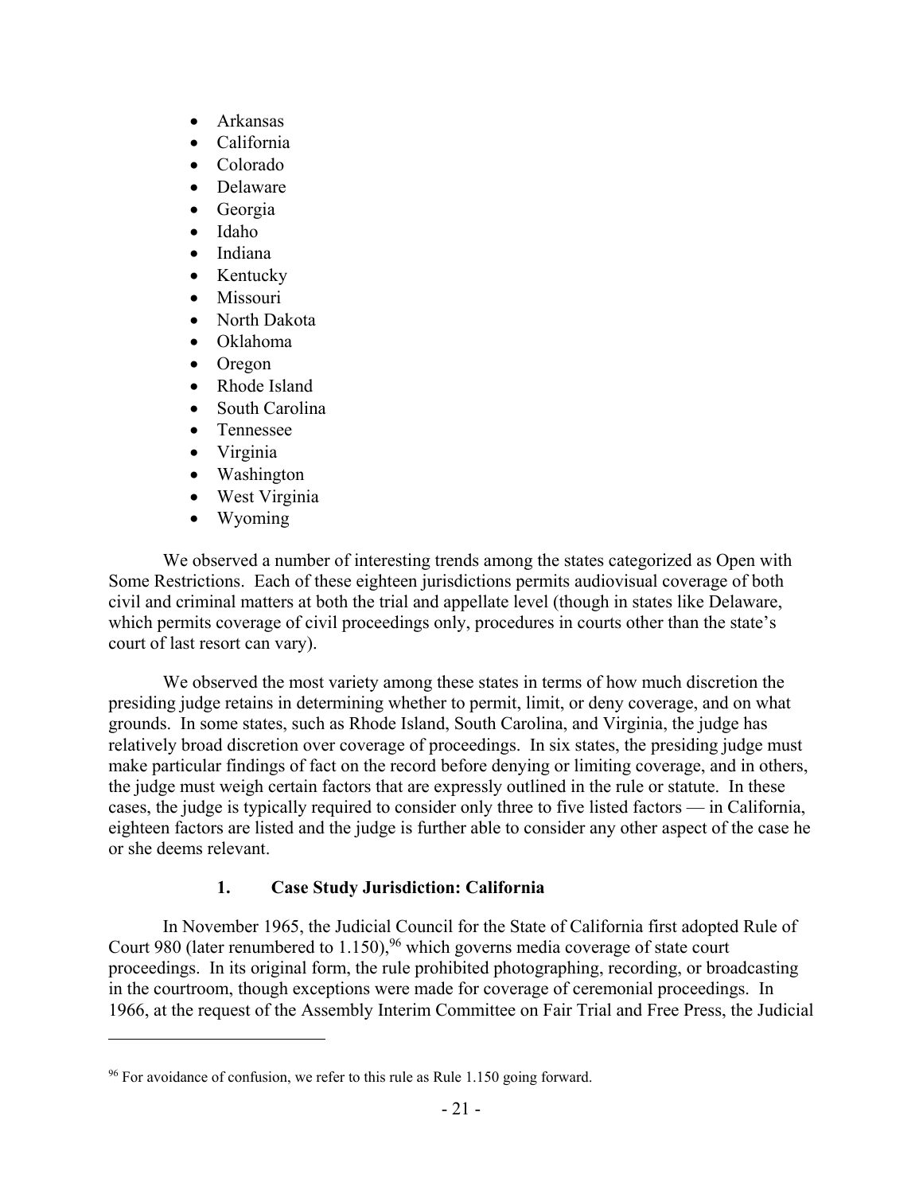- Arkansas
- California
- Colorado
- Delaware
- Georgia
- Idaho
- Indiana
- Kentucky
- Missouri
- North Dakota
- Oklahoma
- Oregon
- Rhode Island
- South Carolina
- Tennessee
- Virginia
- Washington
- West Virginia
- Wyoming

We observed a number of interesting trends among the states categorized as Open with Some Restrictions. Each of these eighteen jurisdictions permits audiovisual coverage of both civil and criminal matters at both the trial and appellate level (though in states like Delaware, which permits coverage of civil proceedings only, procedures in courts other than the state's court of last resort can vary).

We observed the most variety among these states in terms of how much discretion the presiding judge retains in determining whether to permit, limit, or deny coverage, and on what grounds. In some states, such as Rhode Island, South Carolina, and Virginia, the judge has relatively broad discretion over coverage of proceedings. In six states, the presiding judge must make particular findings of fact on the record before denying or limiting coverage, and in others, the judge must weigh certain factors that are expressly outlined in the rule or statute. In these cases, the judge is typically required to consider only three to five listed factors — in California, eighteen factors are listed and the judge is further able to consider any other aspect of the case he or she deems relevant.

### 1. Case Study Jurisdiction: California

In November 1965, the Judicial Council for the State of California first adopted Rule of Court 980 (later renumbered to 1.150),[96] which governs media coverage of state court proceedings. In its original form, the rule prohibited photographing, recording, or broadcasting in the courtroom, though exceptions were made for coverage of ceremonial proceedings. In 1966, at the request of the Assembly Interim Committee on Fair Trial and Free Press, the Judicial

---

[96] For avoidance of confusion, we refer to this rule as Rule 1.150 going forward.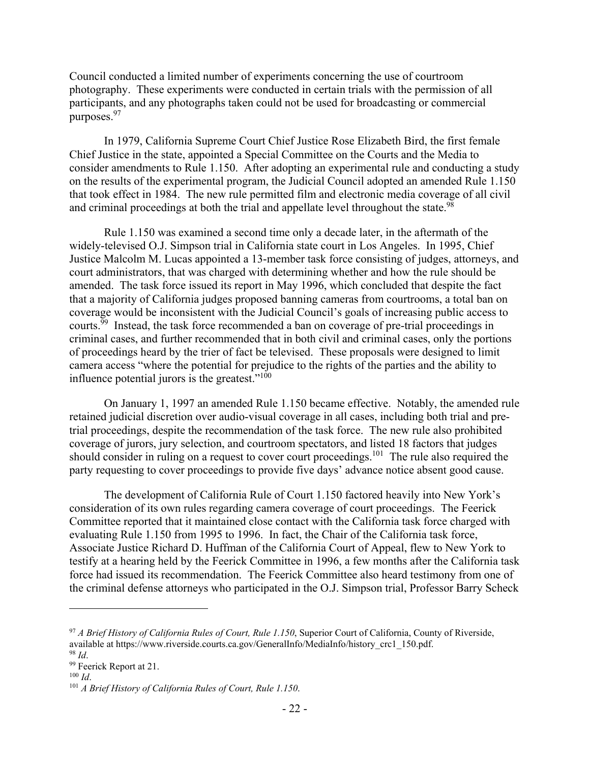Council conducted a limited number of experiments concerning the use of courtroom photography. These experiments were conducted in certain trials with the permission of all participants, and any photographs taken could not be used for broadcasting or commercial purposes.[97]

In 1979, California Supreme Court Chief Justice Rose Elizabeth Bird, the first female Chief Justice in the state, appointed a Special Committee on the Courts and the Media to consider amendments to Rule 1.150. After adopting an experimental rule and conducting a study on the results of the experimental program, the Judicial Council adopted an amended Rule 1.150 that took effect in 1984. The new rule permitted film and electronic media coverage of all civil and criminal proceedings at both the trial and appellate level throughout the state.[98]

Rule 1.150 was examined a second time only a decade later, in the aftermath of the widely-televised O.J. Simpson trial in California state court in Los Angeles. In 1995, Chief Justice Malcolm M. Lucas appointed a 13-member task force consisting of judges, attorneys, and court administrators, that was charged with determining whether and how the rule should be amended. The task force issued its report in May 1996, which concluded that despite the fact that a majority of California judges proposed banning cameras from courtrooms, a total ban on coverage would be inconsistent with the Judicial Council's goals of increasing public access to courts.[99] Instead, the task force recommended a ban on coverage of pre-trial proceedings in criminal cases, and further recommended that in both civil and criminal cases, only the portions of proceedings heard by the trier of fact be televised. These proposals were designed to limit camera access "where the potential for prejudice to the rights of the parties and the ability to influence potential jurors is the greatest."[100]

On January 1, 1997 an amended Rule 1.150 became effective. Notably, the amended rule retained judicial discretion over audio-visual coverage in all cases, including both trial and pre-trial proceedings, despite the recommendation of the task force. The new rule also prohibited coverage of jurors, jury selection, and courtroom spectators, and listed 18 factors that judges should consider in ruling on a request to cover court proceedings.[101] The rule also required the party requesting to cover proceedings to provide five days' advance notice absent good cause.

The development of California Rule of Court 1.150 factored heavily into New York's consideration of its own rules regarding camera coverage of court proceedings. The Feerick Committee reported that it maintained close contact with the California task force charged with evaluating Rule 1.150 from 1995 to 1996. In fact, the Chair of the California task force, Associate Justice Richard D. Huffman of the California Court of Appeal, flew to New York to testify at a hearing held by the Feerick Committee in 1996, a few months after the California task force had issued its recommendation. The Feerick Committee also heard testimony from one of the criminal defense attorneys who participated in the O.J. Simpson trial, Professor Barry Scheck

---

[97] *A Brief History of California Rules of Court, Rule 1.150*, Superior Court of California, County of Riverside, available at https://www.riverside.courts.ca.gov/GeneralInfo/MediaInfo/history_crc1_150.pdf.

[98] *Id*.

[99] Feerick Report at 21.

[100] *Id*.

[101] *A Brief History of California Rules of Court, Rule 1.150*.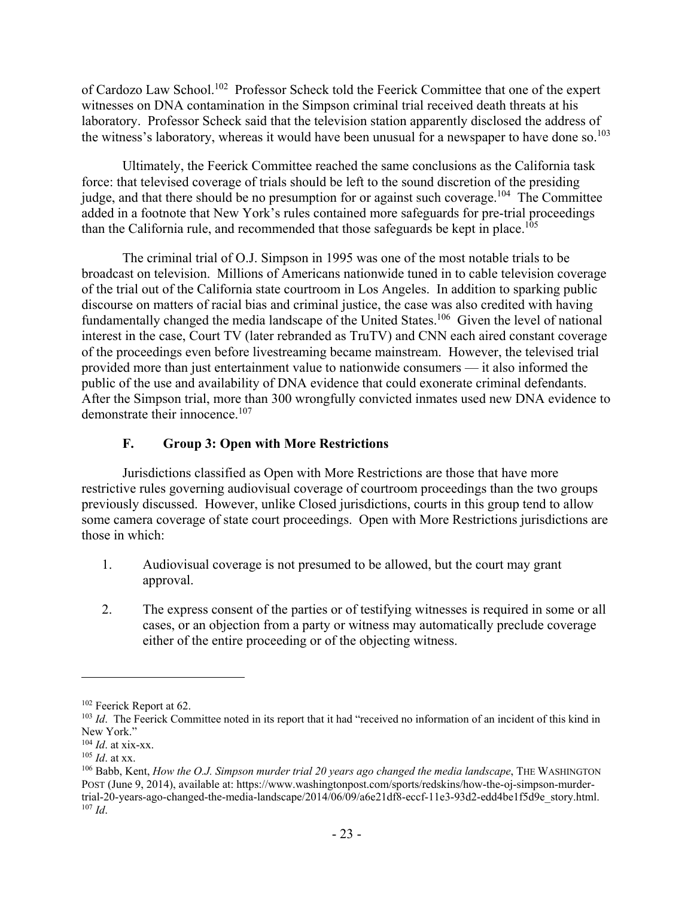of Cardozo Law School.[102] Professor Scheck told the Feerick Committee that one of the expert witnesses on DNA contamination in the Simpson criminal trial received death threats at his laboratory. Professor Scheck said that the television station apparently disclosed the address of the witness's laboratory, whereas it would have been unusual for a newspaper to have done so.[103]

Ultimately, the Feerick Committee reached the same conclusions as the California task force: that televised coverage of trials should be left to the sound discretion of the presiding judge, and that there should be no presumption for or against such coverage.[104] The Committee added in a footnote that New York's rules contained more safeguards for pre-trial proceedings than the California rule, and recommended that those safeguards be kept in place.[105]

The criminal trial of O.J. Simpson in 1995 was one of the most notable trials to be broadcast on television. Millions of Americans nationwide tuned in to cable television coverage of the trial out of the California state courtroom in Los Angeles. In addition to sparking public discourse on matters of racial bias and criminal justice, the case was also credited with having fundamentally changed the media landscape of the United States.[106] Given the level of national interest in the case, Court TV (later rebranded as TruTV) and CNN each aired constant coverage of the proceedings even before livestreaming became mainstream. However, the televised trial provided more than just entertainment value to nationwide consumers — it also informed the public of the use and availability of DNA evidence that could exonerate criminal defendants. After the Simpson trial, more than 300 wrongfully convicted inmates used new DNA evidence to demonstrate their innocence.[107]

### F. Group 3: Open with More Restrictions

Jurisdictions classified as Open with More Restrictions are those that have more restrictive rules governing audiovisual coverage of courtroom proceedings than the two groups previously discussed. However, unlike Closed jurisdictions, courts in this group tend to allow some camera coverage of state court proceedings. Open with More Restrictions jurisdictions are those in which:

1. Audiovisual coverage is not presumed to be allowed, but the court may grant approval.
2. The express consent of the parties or of testifying witnesses is required in some or all cases, or an objection from a party or witness may automatically preclude coverage either of the entire proceeding or of the objecting witness.

---

[102] Feerick Report at 62.

[103] *Id*. The Feerick Committee noted in its report that it had "received no information of an incident of this kind in New York."

[104] *Id*. at xix-xx.

[105] *Id*. at xx.

[106] Babb, Kent, *How the O.J. Simpson murder trial 20 years ago changed the media landscape*, THE WASHINGTON POST (June 9, 2014), available at: https://www.washingtonpost.com/sports/redskins/how-the-oj-simpson-murder-trial-20-years-ago-changed-the-media-landscape/2014/06/09/a6e21df8-eccf-11e3-93d2-edd4be1f5d9e_story.html.

[107] *Id*.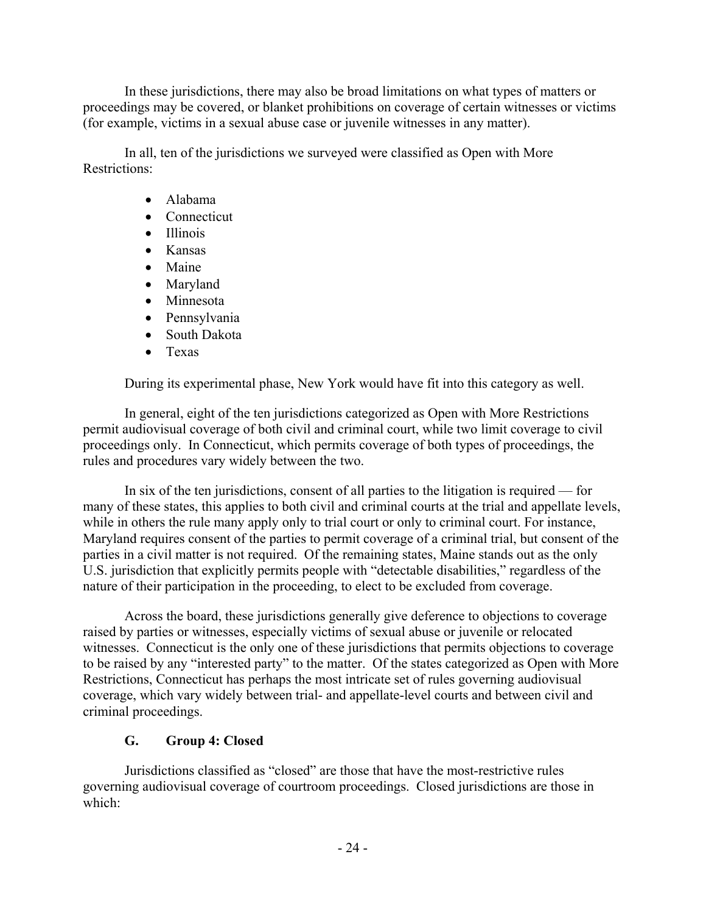In these jurisdictions, there may also be broad limitations on what types of matters or proceedings may be covered, or blanket prohibitions on coverage of certain witnesses or victims (for example, victims in a sexual abuse case or juvenile witnesses in any matter).

In all, ten of the jurisdictions we surveyed were classified as Open with More Restrictions:

- Alabama
- Connecticut
- Illinois
- Kansas
- Maine
- Maryland
- Minnesota
- Pennsylvania
- South Dakota
- Texas

During its experimental phase, New York would have fit into this category as well.

In general, eight of the ten jurisdictions categorized as Open with More Restrictions permit audiovisual coverage of both civil and criminal court, while two limit coverage to civil proceedings only. In Connecticut, which permits coverage of both types of proceedings, the rules and procedures vary widely between the two.

In six of the ten jurisdictions, consent of all parties to the litigation is required — for many of these states, this applies to both civil and criminal courts at the trial and appellate levels, while in others the rule many apply only to trial court or only to criminal court. For instance, Maryland requires consent of the parties to permit coverage of a criminal trial, but consent of the parties in a civil matter is not required. Of the remaining states, Maine stands out as the only U.S. jurisdiction that explicitly permits people with "detectable disabilities," regardless of the nature of their participation in the proceeding, to elect to be excluded from coverage.

Across the board, these jurisdictions generally give deference to objections to coverage raised by parties or witnesses, especially victims of sexual abuse or juvenile or relocated witnesses. Connecticut is the only one of these jurisdictions that permits objections to coverage to be raised by any "interested party" to the matter. Of the states categorized as Open with More Restrictions, Connecticut has perhaps the most intricate set of rules governing audiovisual coverage, which vary widely between trial- and appellate-level courts and between civil and criminal proceedings.

### G. Group 4: Closed

Jurisdictions classified as "closed" are those that have the most-restrictive rules governing audiovisual coverage of courtroom proceedings. Closed jurisdictions are those in which: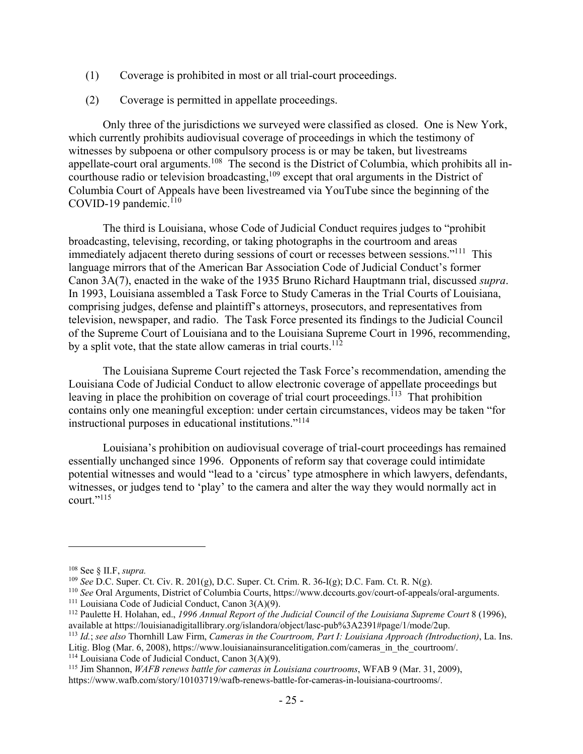(1) Coverage is prohibited in most or all trial-court proceedings.

(2) Coverage is permitted in appellate proceedings.

Only three of the jurisdictions we surveyed were classified as closed. One is New York, which currently prohibits audiovisual coverage of proceedings in which the testimony of witnesses by subpoena or other compulsory process is or may be taken, but livestreams appellate-court oral arguments.[108] The second is the District of Columbia, which prohibits all in-courthouse radio or television broadcasting,[109] except that oral arguments in the District of Columbia Court of Appeals have been livestreamed via YouTube since the beginning of the COVID-19 pandemic.[110]

The third is Louisiana, whose Code of Judicial Conduct requires judges to "prohibit broadcasting, televising, recording, or taking photographs in the courtroom and areas immediately adjacent thereto during sessions of court or recesses between sessions."[111] This language mirrors that of the American Bar Association Code of Judicial Conduct's former Canon 3A(7), enacted in the wake of the 1935 Bruno Richard Hauptmann trial, discussed *supra*. In 1993, Louisiana assembled a Task Force to Study Cameras in the Trial Courts of Louisiana, comprising judges, defense and plaintiff's attorneys, prosecutors, and representatives from television, newspaper, and radio. The Task Force presented its findings to the Judicial Council of the Supreme Court of Louisiana and to the Louisiana Supreme Court in 1996, recommending, by a split vote, that the state allow cameras in trial courts.[112]

The Louisiana Supreme Court rejected the Task Force's recommendation, amending the Louisiana Code of Judicial Conduct to allow electronic coverage of appellate proceedings but leaving in place the prohibition on coverage of trial court proceedings.[113] That prohibition contains only one meaningful exception: under certain circumstances, videos may be taken "for instructional purposes in educational institutions."[114]

Louisiana's prohibition on audiovisual coverage of trial-court proceedings has remained essentially unchanged since 1996. Opponents of reform say that coverage could intimidate potential witnesses and would "lead to a 'circus' type atmosphere in which lawyers, defendants, witnesses, or judges tend to 'play' to the camera and alter the way they would normally act in court."[115]

---

[108] See § II.F, *supra.*

[109] *See* D.C. Super. Ct. Civ. R. 201(g), D.C. Super. Ct. Crim. R. 36-I(g); D.C. Fam. Ct. R. N(g).

[110] *See* Oral Arguments, District of Columbia Courts, https://www.dccourts.gov/court-of-appeals/oral-arguments.

[111] Louisiana Code of Judicial Conduct, Canon 3(A)(9).

[112] Paulette H. Holahan, ed., *1996 Annual Report of the Judicial Council of the Louisiana Supreme Court* 8 (1996), available at https://louisianadigitallibrary.org/islandora/object/lasc-pub%3A2391#page/1/mode/2up.

[113] *Id.*; *see also* Thornhill Law Firm, *Cameras in the Courtroom, Part I: Louisiana Approach (Introduction)*, La. Ins. Litig. Blog (Mar. 6, 2008), https://www.louisianainsurancelitigation.com/cameras_in_the_courtroom/.

[114] Louisiana Code of Judicial Conduct, Canon 3(A)(9).

[115] Jim Shannon, *WAFB renews battle for cameras in Louisiana courtrooms*, WFAB 9 (Mar. 31, 2009), https://www.wafb.com/story/10103719/wafb-renews-battle-for-cameras-in-louisiana-courtrooms/.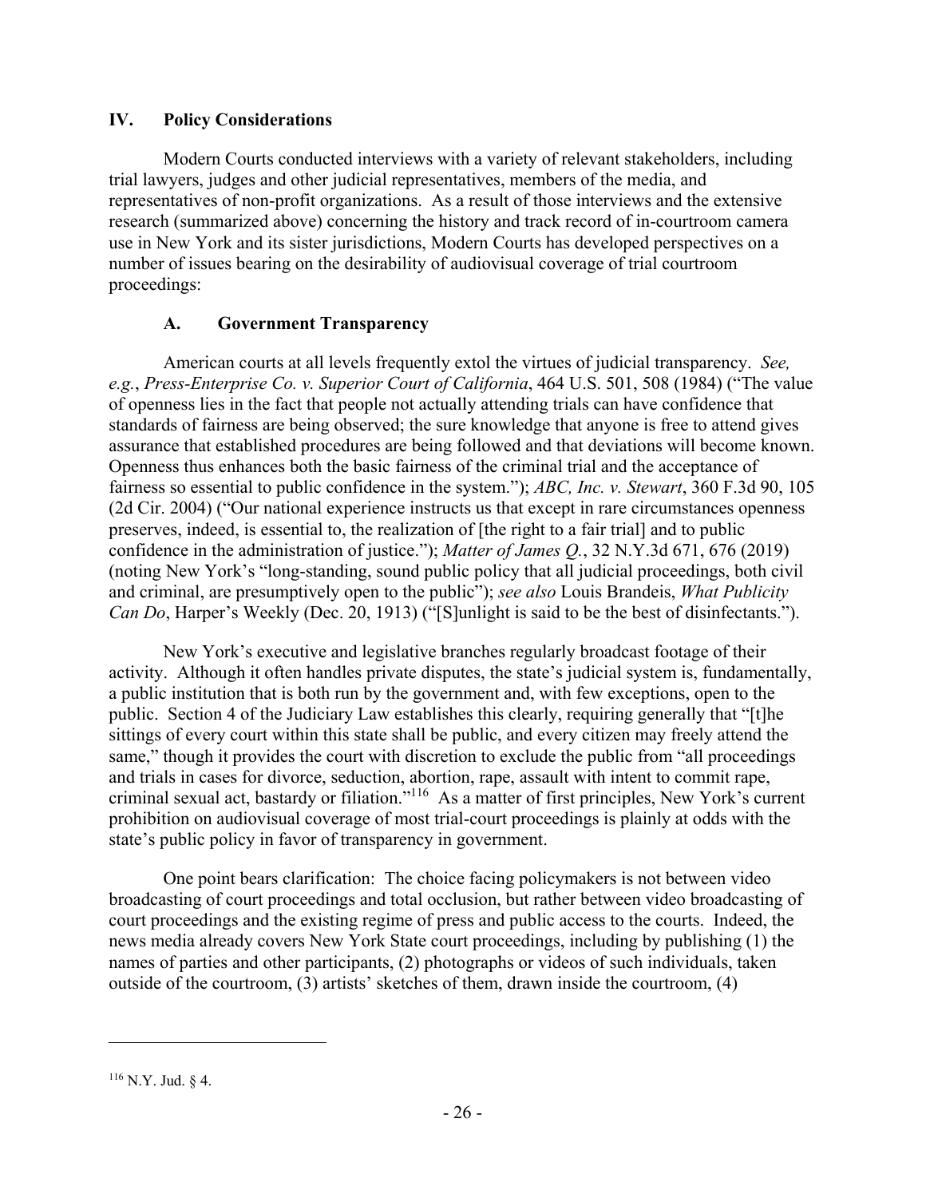## IV. Policy Considerations

Modern Courts conducted interviews with a variety of relevant stakeholders, including trial lawyers, judges and other judicial representatives, members of the media, and representatives of non-profit organizations. As a result of those interviews and the extensive research (summarized above) concerning the history and track record of in-courtroom camera use in New York and its sister jurisdictions, Modern Courts has developed perspectives on a number of issues bearing on the desirability of audiovisual coverage of trial courtroom proceedings:

### A. Government Transparency

American courts at all levels frequently extol the virtues of judicial transparency. *See, e.g.*, *Press-Enterprise Co. v. Superior Court of California*, 464 U.S. 501, 508 (1984) ("The value of openness lies in the fact that people not actually attending trials can have confidence that standards of fairness are being observed; the sure knowledge that anyone is free to attend gives assurance that established procedures are being followed and that deviations will become known. Openness thus enhances both the basic fairness of the criminal trial and the acceptance of fairness so essential to public confidence in the system."); *ABC, Inc. v. Stewart*, 360 F.3d 90, 105 (2d Cir. 2004) ("Our national experience instructs us that except in rare circumstances openness preserves, indeed, is essential to, the realization of [the right to a fair trial] and to public confidence in the administration of justice."); *Matter of James Q.*, 32 N.Y.3d 671, 676 (2019) (noting New York's "long-standing, sound public policy that all judicial proceedings, both civil and criminal, are presumptively open to the public"); *see also* Louis Brandeis, *What Publicity Can Do*, Harper's Weekly (Dec. 20, 1913) ("[S]unlight is said to be the best of disinfectants.").

New York's executive and legislative branches regularly broadcast footage of their activity. Although it often handles private disputes, the state's judicial system is, fundamentally, a public institution that is both run by the government and, with few exceptions, open to the public. Section 4 of the Judiciary Law establishes this clearly, requiring generally that "[t]he sittings of every court within this state shall be public, and every citizen may freely attend the same," though it provides the court with discretion to exclude the public from "all proceedings and trials in cases for divorce, seduction, abortion, rape, assault with intent to commit rape, criminal sexual act, bastardy or filiation."[116] As a matter of first principles, New York's current prohibition on audiovisual coverage of most trial-court proceedings is plainly at odds with the state's public policy in favor of transparency in government.

One point bears clarification: The choice facing policymakers is not between video broadcasting of court proceedings and total occlusion, but rather between video broadcasting of court proceedings and the existing regime of press and public access to the courts. Indeed, the news media already covers New York State court proceedings, including by publishing (1) the names of parties and other participants, (2) photographs or videos of such individuals, taken outside of the courtroom, (3) artists' sketches of them, drawn inside the courtroom, (4)

---

[116] N.Y. Jud. § 4.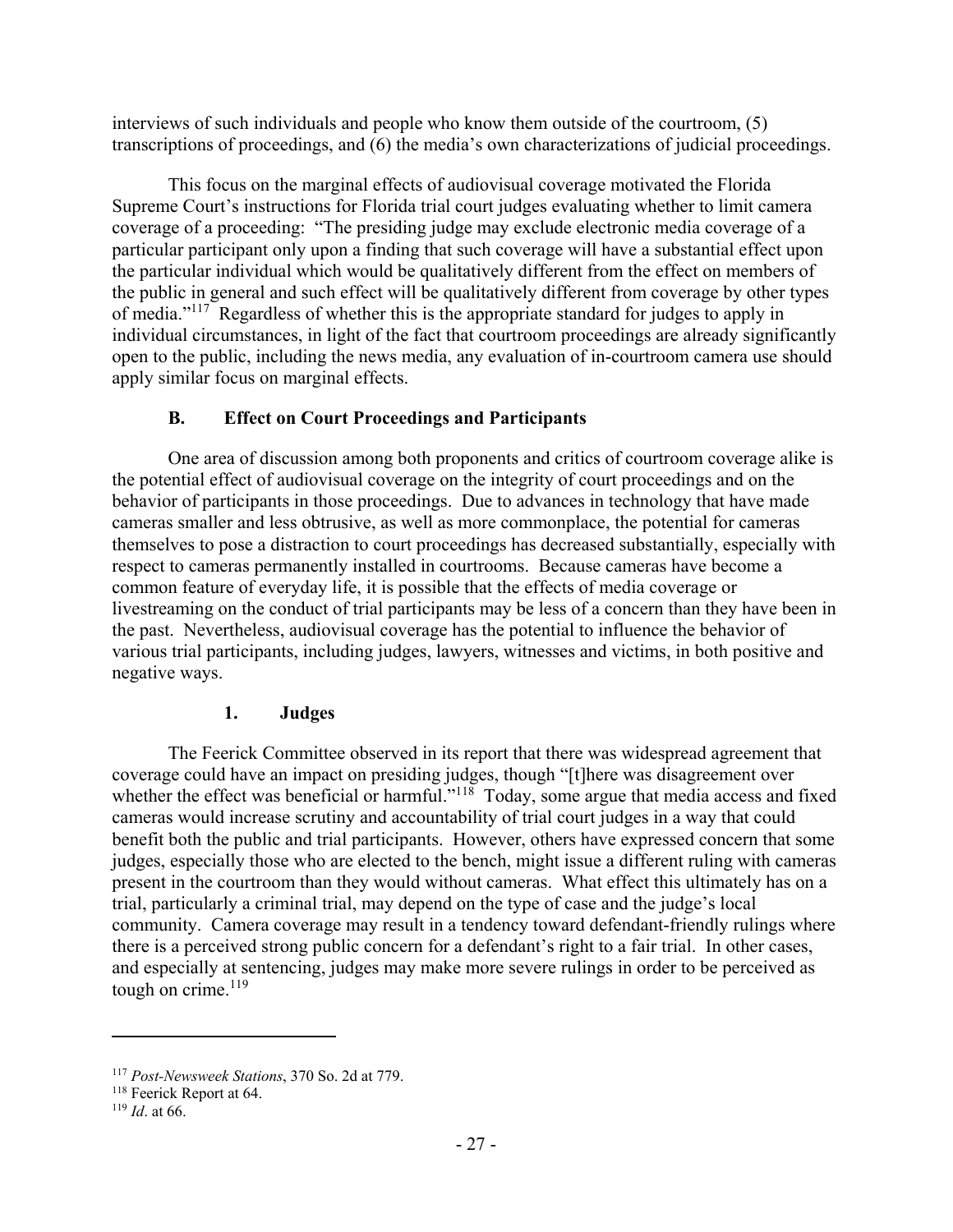interviews of such individuals and people who know them outside of the courtroom, (5) transcriptions of proceedings, and (6) the media's own characterizations of judicial proceedings.

This focus on the marginal effects of audiovisual coverage motivated the Florida Supreme Court's instructions for Florida trial court judges evaluating whether to limit camera coverage of a proceeding: "The presiding judge may exclude electronic media coverage of a particular participant only upon a finding that such coverage will have a substantial effect upon the particular individual which would be qualitatively different from the effect on members of the public in general and such effect will be qualitatively different from coverage by other types of media."[117] Regardless of whether this is the appropriate standard for judges to apply in individual circumstances, in light of the fact that courtroom proceedings are already significantly open to the public, including the news media, any evaluation of in-courtroom camera use should apply similar focus on marginal effects.

### B. Effect on Court Proceedings and Participants

One area of discussion among both proponents and critics of courtroom coverage alike is the potential effect of audiovisual coverage on the integrity of court proceedings and on the behavior of participants in those proceedings. Due to advances in technology that have made cameras smaller and less obtrusive, as well as more commonplace, the potential for cameras themselves to pose a distraction to court proceedings has decreased substantially, especially with respect to cameras permanently installed in courtrooms. Because cameras have become a common feature of everyday life, it is possible that the effects of media coverage or livestreaming on the conduct of trial participants may be less of a concern than they have been in the past. Nevertheless, audiovisual coverage has the potential to influence the behavior of various trial participants, including judges, lawyers, witnesses and victims, in both positive and negative ways.

#### 1. Judges

The Feerick Committee observed in its report that there was widespread agreement that coverage could have an impact on presiding judges, though "[t]here was disagreement over whether the effect was beneficial or harmful."[118] Today, some argue that media access and fixed cameras would increase scrutiny and accountability of trial court judges in a way that could benefit both the public and trial participants. However, others have expressed concern that some judges, especially those who are elected to the bench, might issue a different ruling with cameras present in the courtroom than they would without cameras. What effect this ultimately has on a trial, particularly a criminal trial, may depend on the type of case and the judge's local community. Camera coverage may result in a tendency toward defendant-friendly rulings where there is a perceived strong public concern for a defendant's right to a fair trial. In other cases, and especially at sentencing, judges may make more severe rulings in order to be perceived as tough on crime.[119]

---

[117] *Post-Newsweek Stations*, 370 So. 2d at 779.

[118] Feerick Report at 64.

[119] *Id*. at 66.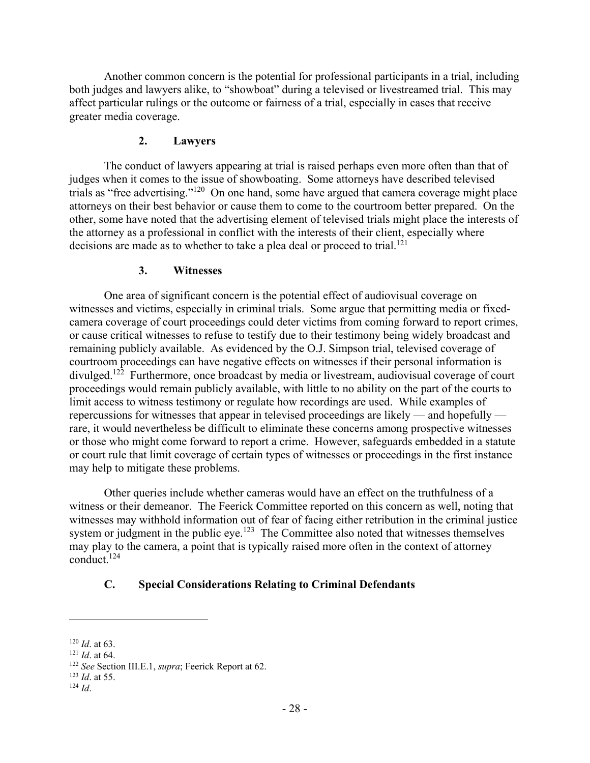Another common concern is the potential for professional participants in a trial, including both judges and lawyers alike, to "showboat" during a televised or livestreamed trial. This may affect particular rulings or the outcome or fairness of a trial, especially in cases that receive greater media coverage.

### 2. Lawyers

The conduct of lawyers appearing at trial is raised perhaps even more often than that of judges when it comes to the issue of showboating. Some attorneys have described televised trials as "free advertising."[120] On one hand, some have argued that camera coverage might place attorneys on their best behavior or cause them to come to the courtroom better prepared. On the other, some have noted that the advertising element of televised trials might place the interests of the attorney as a professional in conflict with the interests of their client, especially where decisions are made as to whether to take a plea deal or proceed to trial.[121]

### 3. Witnesses

One area of significant concern is the potential effect of audiovisual coverage on witnesses and victims, especially in criminal trials. Some argue that permitting media or fixed-camera coverage of court proceedings could deter victims from coming forward to report crimes, or cause critical witnesses to refuse to testify due to their testimony being widely broadcast and remaining publicly available. As evidenced by the O.J. Simpson trial, televised coverage of courtroom proceedings can have negative effects on witnesses if their personal information is divulged.[122] Furthermore, once broadcast by media or livestream, audiovisual coverage of court proceedings would remain publicly available, with little to no ability on the part of the courts to limit access to witness testimony or regulate how recordings are used. While examples of repercussions for witnesses that appear in televised proceedings are likely — and hopefully — rare, it would nevertheless be difficult to eliminate these concerns among prospective witnesses or those who might come forward to report a crime. However, safeguards embedded in a statute or court rule that limit coverage of certain types of witnesses or proceedings in the first instance may help to mitigate these problems.

Other queries include whether cameras would have an effect on the truthfulness of a witness or their demeanor. The Feerick Committee reported on this concern as well, noting that witnesses may withhold information out of fear of facing either retribution in the criminal justice system or judgment in the public eye.[123] The Committee also noted that witnesses themselves may play to the camera, a point that is typically raised more often in the context of attorney conduct.[124]

## C. Special Considerations Relating to Criminal Defendants

---

[120] *Id*. at 63.

[121] *Id*. at 64.

[122] *See* Section III.E.1, *supra*; Feerick Report at 62.

[123] *Id*. at 55.

[124] *Id*.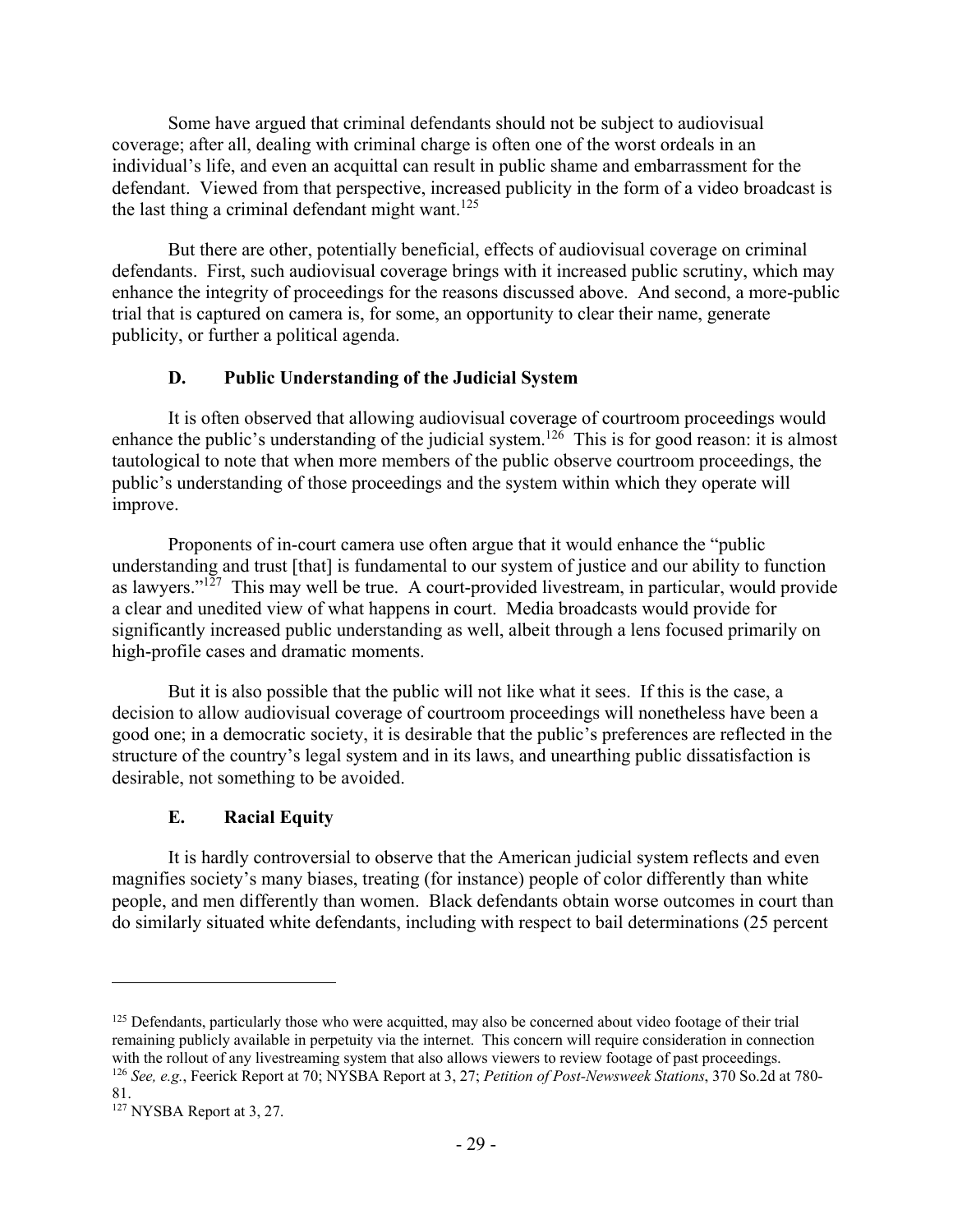Some have argued that criminal defendants should not be subject to audiovisual coverage; after all, dealing with criminal charge is often one of the worst ordeals in an individual's life, and even an acquittal can result in public shame and embarrassment for the defendant. Viewed from that perspective, increased publicity in the form of a video broadcast is the last thing a criminal defendant might want.[125]

But there are other, potentially beneficial, effects of audiovisual coverage on criminal defendants. First, such audiovisual coverage brings with it increased public scrutiny, which may enhance the integrity of proceedings for the reasons discussed above. And second, a more-public trial that is captured on camera is, for some, an opportunity to clear their name, generate publicity, or further a political agenda.

### D. Public Understanding of the Judicial System

It is often observed that allowing audiovisual coverage of courtroom proceedings would enhance the public's understanding of the judicial system.[126] This is for good reason: it is almost tautological to note that when more members of the public observe courtroom proceedings, the public's understanding of those proceedings and the system within which they operate will improve.

Proponents of in-court camera use often argue that it would enhance the "public understanding and trust [that] is fundamental to our system of justice and our ability to function as lawyers."[127] This may well be true. A court-provided livestream, in particular, would provide a clear and unedited view of what happens in court. Media broadcasts would provide for significantly increased public understanding as well, albeit through a lens focused primarily on high-profile cases and dramatic moments.

But it is also possible that the public will not like what it sees. If this is the case, a decision to allow audiovisual coverage of courtroom proceedings will nonetheless have been a good one; in a democratic society, it is desirable that the public's preferences are reflected in the structure of the country's legal system and in its laws, and unearthing public dissatisfaction is desirable, not something to be avoided.

### E. Racial Equity

It is hardly controversial to observe that the American judicial system reflects and even magnifies society's many biases, treating (for instance) people of color differently than white people, and men differently than women. Black defendants obtain worse outcomes in court than do similarly situated white defendants, including with respect to bail determinations (25 percent

---

[125] Defendants, particularly those who were acquitted, may also be concerned about video footage of their trial remaining publicly available in perpetuity via the internet. This concern will require consideration in connection with the rollout of any livestreaming system that also allows viewers to review footage of past proceedings.

[126] *See, e.g.*, Feerick Report at 70; NYSBA Report at 3, 27; *Petition of Post-Newsweek Stations*, 370 So.2d at 780-81.

[127] NYSBA Report at 3, 27.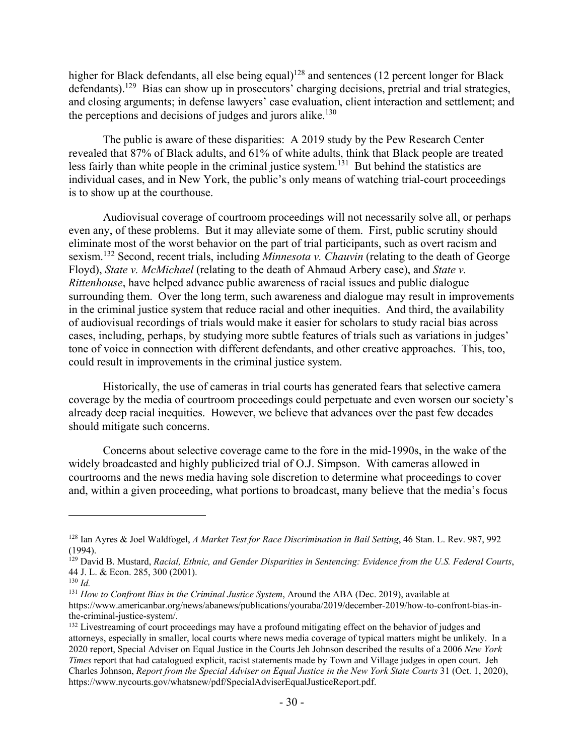higher for Black defendants, all else being equal)[128] and sentences (12 percent longer for Black defendants).[129] Bias can show up in prosecutors' charging decisions, pretrial and trial strategies, and closing arguments; in defense lawyers' case evaluation, client interaction and settlement; and the perceptions and decisions of judges and jurors alike.[130]

The public is aware of these disparities: A 2019 study by the Pew Research Center revealed that 87% of Black adults, and 61% of white adults, think that Black people are treated less fairly than white people in the criminal justice system.[131] But behind the statistics are individual cases, and in New York, the public's only means of watching trial-court proceedings is to show up at the courthouse.

Audiovisual coverage of courtroom proceedings will not necessarily solve all, or perhaps even any, of these problems. But it may alleviate some of them. First, public scrutiny should eliminate most of the worst behavior on the part of trial participants, such as overt racism and sexism.[132] Second, recent trials, including *Minnesota v. Chauvin* (relating to the death of George Floyd), *State v. McMichael* (relating to the death of Ahmaud Arbery case), and *State v. Rittenhouse*, have helped advance public awareness of racial issues and public dialogue surrounding them. Over the long term, such awareness and dialogue may result in improvements in the criminal justice system that reduce racial and other inequities. And third, the availability of audiovisual recordings of trials would make it easier for scholars to study racial bias across cases, including, perhaps, by studying more subtle features of trials such as variations in judges' tone of voice in connection with different defendants, and other creative approaches. This, too, could result in improvements in the criminal justice system.

Historically, the use of cameras in trial courts has generated fears that selective camera coverage by the media of courtroom proceedings could perpetuate and even worsen our society's already deep racial inequities. However, we believe that advances over the past few decades should mitigate such concerns.

Concerns about selective coverage came to the fore in the mid-1990s, in the wake of the widely broadcasted and highly publicized trial of O.J. Simpson. With cameras allowed in courtrooms and the news media having sole discretion to determine what proceedings to cover and, within a given proceeding, what portions to broadcast, many believe that the media's focus

---

[128] Ian Ayres & Joel Waldfogel, *A Market Test for Race Discrimination in Bail Setting*, 46 Stan. L. Rev. 987, 992 (1994).

[129] David B. Mustard, *Racial, Ethnic, and Gender Disparities in Sentencing: Evidence from the U.S. Federal Courts*, 44 J. L. & Econ. 285, 300 (2001).

[130] *Id.*

[131] *How to Confront Bias in the Criminal Justice System*, Around the ABA (Dec. 2019), available at https://www.americanbar.org/news/abanews/publications/youraba/2019/december-2019/how-to-confront-bias-in-the-criminal-justice-system/.

[132] Livestreaming of court proceedings may have a profound mitigating effect on the behavior of judges and attorneys, especially in smaller, local courts where news media coverage of typical matters might be unlikely. In a 2020 report, Special Adviser on Equal Justice in the Courts Jeh Johnson described the results of a 2006 *New York Times* report that had catalogued explicit, racist statements made by Town and Village judges in open court. Jeh Charles Johnson, *Report from the Special Adviser on Equal Justice in the New York State Courts* 31 (Oct. 1, 2020), https://www.nycourts.gov/whatsnew/pdf/SpecialAdviserEqualJusticeReport.pdf.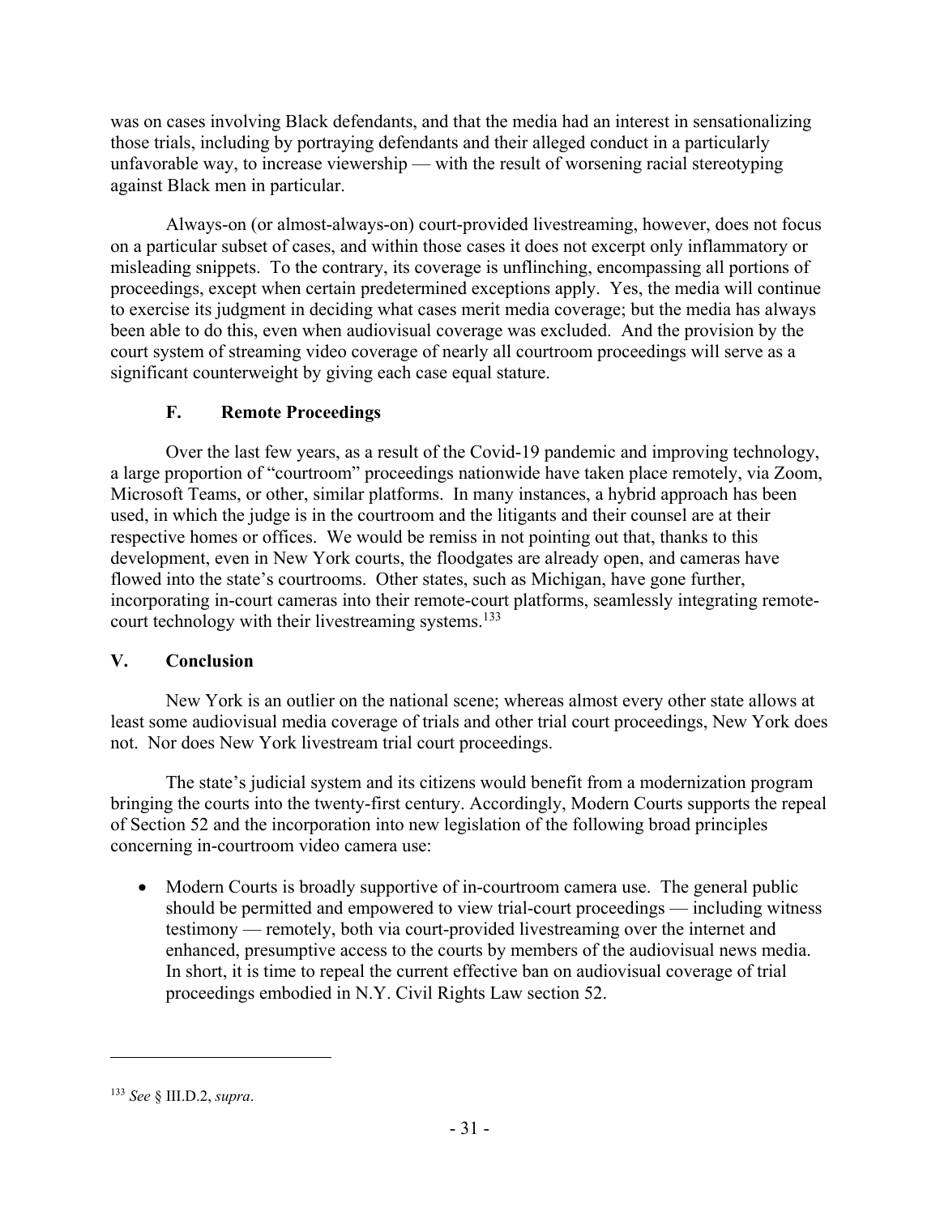was on cases involving Black defendants, and that the media had an interest in sensationalizing those trials, including by portraying defendants and their alleged conduct in a particularly unfavorable way, to increase viewership — with the result of worsening racial stereotyping against Black men in particular.

Always-on (or almost-always-on) court-provided livestreaming, however, does not focus on a particular subset of cases, and within those cases it does not excerpt only inflammatory or misleading snippets. To the contrary, its coverage is unflinching, encompassing all portions of proceedings, except when certain predetermined exceptions apply. Yes, the media will continue to exercise its judgment in deciding what cases merit media coverage; but the media has always been able to do this, even when audiovisual coverage was excluded. And the provision by the court system of streaming video coverage of nearly all courtroom proceedings will serve as a significant counterweight by giving each case equal stature.

### F. Remote Proceedings

Over the last few years, as a result of the Covid-19 pandemic and improving technology, a large proportion of "courtroom" proceedings nationwide have taken place remotely, via Zoom, Microsoft Teams, or other, similar platforms. In many instances, a hybrid approach has been used, in which the judge is in the courtroom and the litigants and their counsel are at their respective homes or offices. We would be remiss in not pointing out that, thanks to this development, even in New York courts, the floodgates are already open, and cameras have flowed into the state's courtrooms. Other states, such as Michigan, have gone further, incorporating in-court cameras into their remote-court platforms, seamlessly integrating remote-court technology with their livestreaming systems.[133]

## V. Conclusion

New York is an outlier on the national scene; whereas almost every other state allows at least some audiovisual media coverage of trials and other trial court proceedings, New York does not. Nor does New York livestream trial court proceedings.

The state's judicial system and its citizens would benefit from a modernization program bringing the courts into the twenty-first century. Accordingly, Modern Courts supports the repeal of Section 52 and the incorporation into new legislation of the following broad principles concerning in-courtroom video camera use:

- Modern Courts is broadly supportive of in-courtroom camera use. The general public should be permitted and empowered to view trial-court proceedings — including witness testimony — remotely, both via court-provided livestreaming over the internet and enhanced, presumptive access to the courts by members of the audiovisual news media. In short, it is time to repeal the current effective ban on audiovisual coverage of trial proceedings embodied in N.Y. Civil Rights Law section 52.

---

[133] *See* § III.D.2, *supra*.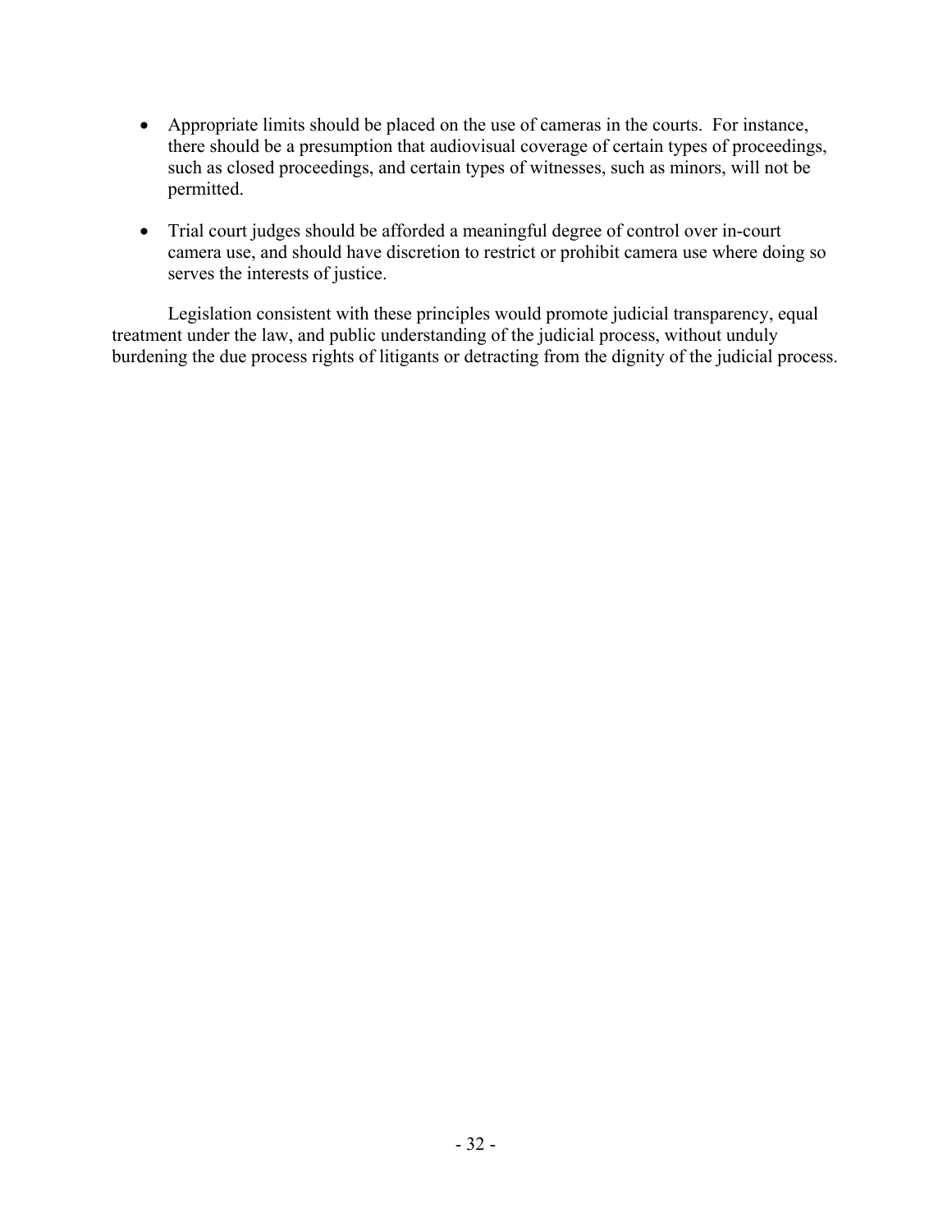- Appropriate limits should be placed on the use of cameras in the courts. For instance, there should be a presumption that audiovisual coverage of certain types of proceedings, such as closed proceedings, and certain types of witnesses, such as minors, will not be permitted.
- Trial court judges should be afforded a meaningful degree of control over in-court camera use, and should have discretion to restrict or prohibit camera use where doing so serves the interests of justice.

Legislation consistent with these principles would promote judicial transparency, equal treatment under the law, and public understanding of the judicial process, without unduly burdening the due process rights of litigants or detracting from the dignity of the judicial process.